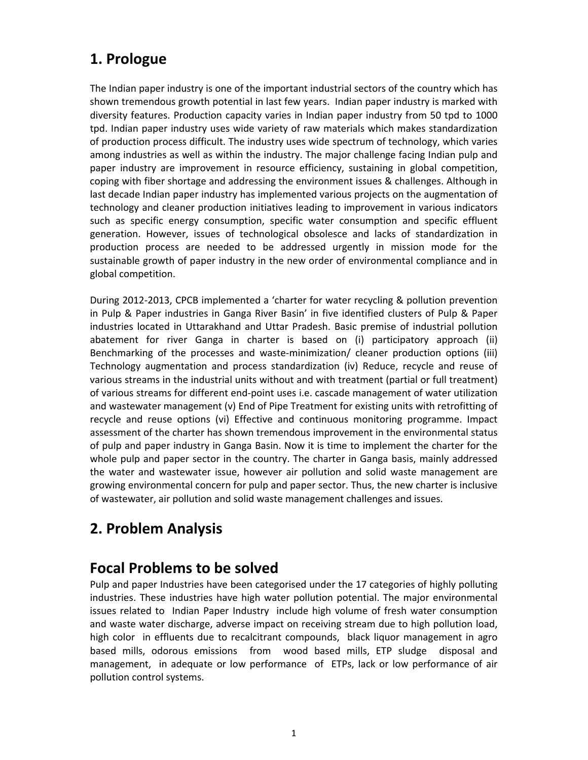## 1. Prologue

The Indian paper industry is one of the important industrial sectors of the country which has shown tremendous growth potential in last few years. Indian paper industry is marked with diversity features. Production capacity varies in Indian paper industry from 50 tpd to 1000 tpd. Indian paper industry uses wide variety of raw materials which makes standardization of production process difficult. The industry uses wide spectrum of technology, which varies among industries as well as within the industry. The major challenge facing Indian pulp and paper industry are improvement in resource efficiency, sustaining in global competition, coping with fiber shortage and addressing the environment issues & challenges. Although in last decade Indian paper industry has implemented various projects on the augmentation of technology and cleaner production initiatives leading to improvement in various indicators such as specific energy consumption, specific water consumption and specific effluent generation. However, issues of technological obsolesce and lacks of standardization in production process are needed to be addressed urgently in mission mode for the sustainable growth of paper industry in the new order of environmental compliance and in global competition.

During 2012-2013, CPCB implemented a 'charter for water recycling & pollution prevention in Pulp & Paper industries in Ganga River Basin' in five identified clusters of Pulp & Paper industries located in Uttarakhand and Uttar Pradesh. Basic premise of industrial pollution abatement for river Ganga in charter is based on (i) participatory approach (ii) Benchmarking of the processes and waste-minimization/ cleaner production options (iii) Technology augmentation and process standardization (iv) Reduce, recycle and reuse of various streams in the industrial units without and with treatment (partial or full treatment) of various streams for different end-point uses i.e. cascade management of water utilization and wastewater management (v) End of Pipe Treatment for existing units with retrofitting of recycle and reuse options (vi) Effective and continuous monitoring programme. Impact assessment of the charter has shown tremendous improvement in the environmental status of pulp and paper industry in Ganga Basin. Now it is time to implement the charter for the whole pulp and paper sector in the country. The charter in Ganga basis, mainly addressed the water and wastewater issue, however air pollution and solid waste management are growing environmental concern for pulp and paper sector. Thus, the new charter is inclusive of wastewater, air pollution and solid waste management challenges and issues.

## 2. Problem Analysis

## Focal Problems to be solved

Pulp and paper Industries have been categorised under the 17 categories of highly polluting industries. These industries have high water pollution potential. The major environmental issues related to Indian Paper Industry include high volume of fresh water consumption and waste water discharge, adverse impact on receiving stream due to high pollution load, high color in effluents due to recalcitrant compounds, black liquor management in agro based mills, odorous emissions from wood based mills, ETP sludge disposal and management, in adequate or low performance of ETPs, lack or low performance of air pollution control systems.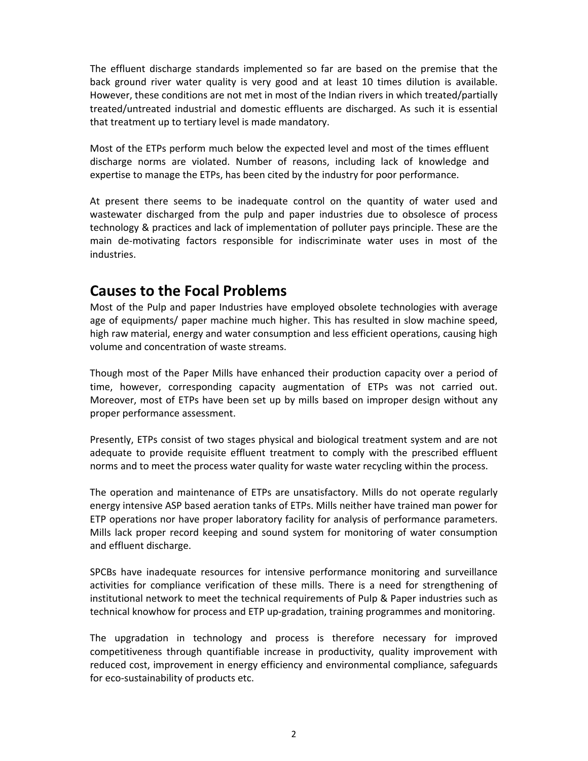The effluent discharge standards implemented so far are based on the premise that the back ground river water quality is very good and at least 10 times dilution is available. However, these conditions are not met in most of the Indian rivers in which treated/partially treated/untreated industrial and domestic effluents are discharged. As such it is essential that treatment up to tertiary level is made mandatory.

Most of the ETPs perform much below the expected level and most of the times effluent discharge norms are violated. Number of reasons, including lack of knowledge and expertise to manage the ETPs, has been cited by the industry for poor performance.

At present there seems to be inadequate control on the quantity of water used and wastewater discharged from the pulp and paper industries due to obsolesce of process technology & practices and lack of implementation of polluter pays principle. These are the main de-motivating factors responsible for indiscriminate water uses in most of the industries.

## Causes to the Focal Problems

Most of the Pulp and paper Industries have employed obsolete technologies with average age of equipments/ paper machine much higher. This has resulted in slow machine speed, high raw material, energy and water consumption and less efficient operations, causing high volume and concentration of waste streams.

Though most of the Paper Mills have enhanced their production capacity over a period of time, however, corresponding capacity augmentation of ETPs was not carried out. Moreover, most of ETPs have been set up by mills based on improper design without any proper performance assessment.

Presently, ETPs consist of two stages physical and biological treatment system and are not adequate to provide requisite effluent treatment to comply with the prescribed effluent norms and to meet the process water quality for waste water recycling within the process.

The operation and maintenance of ETPs are unsatisfactory. Mills do not operate regularly energy intensive ASP based aeration tanks of ETPs. Mills neither have trained man power for ETP operations nor have proper laboratory facility for analysis of performance parameters. Mills lack proper record keeping and sound system for monitoring of water consumption and effluent discharge.

SPCBs have inadequate resources for intensive performance monitoring and surveillance activities for compliance verification of these mills. There is a need for strengthening of institutional network to meet the technical requirements of Pulp & Paper industries such as technical knowhow for process and ETP up-gradation, training programmes and monitoring.

The upgradation in technology and process is therefore necessary for improved competitiveness through quantifiable increase in productivity, quality improvement with reduced cost, improvement in energy efficiency and environmental compliance, safeguards for eco-sustainability of products etc.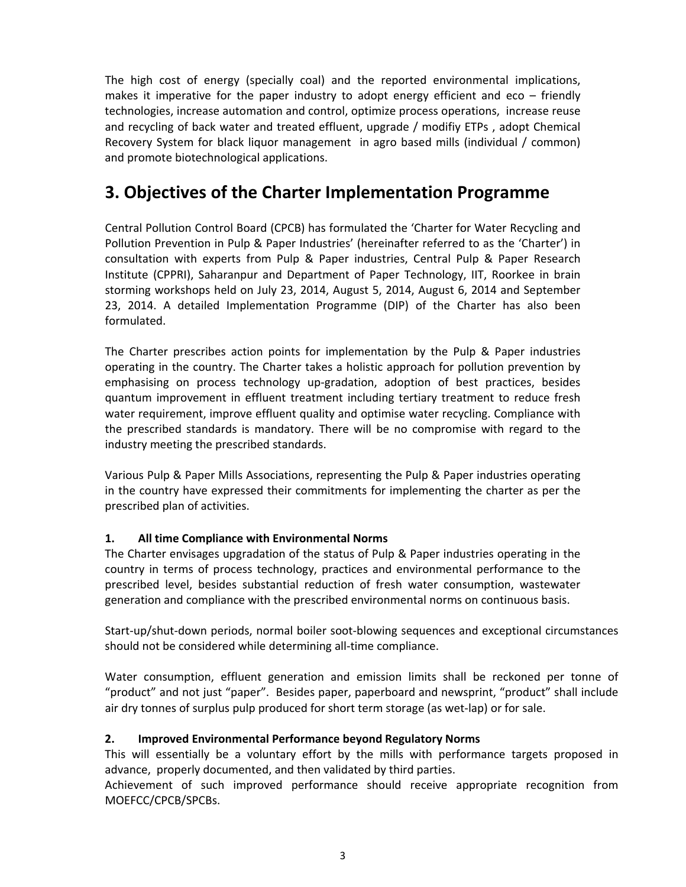The high cost of energy (specially coal) and the reported environmental implications, makes it imperative for the paper industry to adopt energy efficient and eco – friendly technologies, increase automation and control, optimize process operations, increase reuse and recycling of back water and treated effluent, upgrade / modifiy ETPs , adopt Chemical Recovery System for black liquor management in agro based mills (individual / common) and promote biotechnological applications.

# 3. Objectives of the Charter Implementation Programme

Central Pollution Control Board (CPCB) has formulated the 'Charter for Water Recycling and Pollution Prevention in Pulp & Paper Industries' (hereinafter referred to as the 'Charter') in consultation with experts from Pulp & Paper industries, Central Pulp & Paper Research Institute (CPPRI), Saharanpur and Department of Paper Technology, IIT, Roorkee in brain storming workshops held on July 23, 2014, August 5, 2014, August 6, 2014 and September 23, 2014. A detailed Implementation Programme (DIP) of the Charter has also been formulated.

The Charter prescribes action points for implementation by the Pulp & Paper industries operating in the country. The Charter takes a holistic approach for pollution prevention by emphasising on process technology up-gradation, adoption of best practices, besides quantum improvement in effluent treatment including tertiary treatment to reduce fresh water requirement, improve effluent quality and optimise water recycling. Compliance with the prescribed standards is mandatory. There will be no compromise with regard to the industry meeting the prescribed standards.

Various Pulp & Paper Mills Associations, representing the Pulp & Paper industries operating in the country have expressed their commitments for implementing the charter as per the prescribed plan of activities.

**1. All time Compliance with Environmental Norms**

The Charter envisages upgradation of the status of Pulp & Paper industries operating in the country in terms of process technology, practices and environmental performance to the prescribed level, besides substantial reduction of fresh water consumption, wastewater generation and compliance with the prescribed environmental norms on continuous basis.

Start-up/shut-down periods, normal boiler soot-blowing sequences and exceptional circumstances should not be considered while determining all-time compliance.

Water consumption, effluent generation and emission limits shall be reckoned per tonne of "product" and not just "paper". Besides paper, paperboard and newsprint, "product" shall include air dry tonnes of surplus pulp produced for short term storage (as wet-lap) or for sale.

**2. Improved Environmental Performance beyond Regulatory Norms**

This will essentially be a voluntary effort by the mills with performance targets proposed in advance, properly documented, and then validated by third parties.

Achievement of such improved performance should receive appropriate recognition from MOEFCC/CPCB/SPCBs.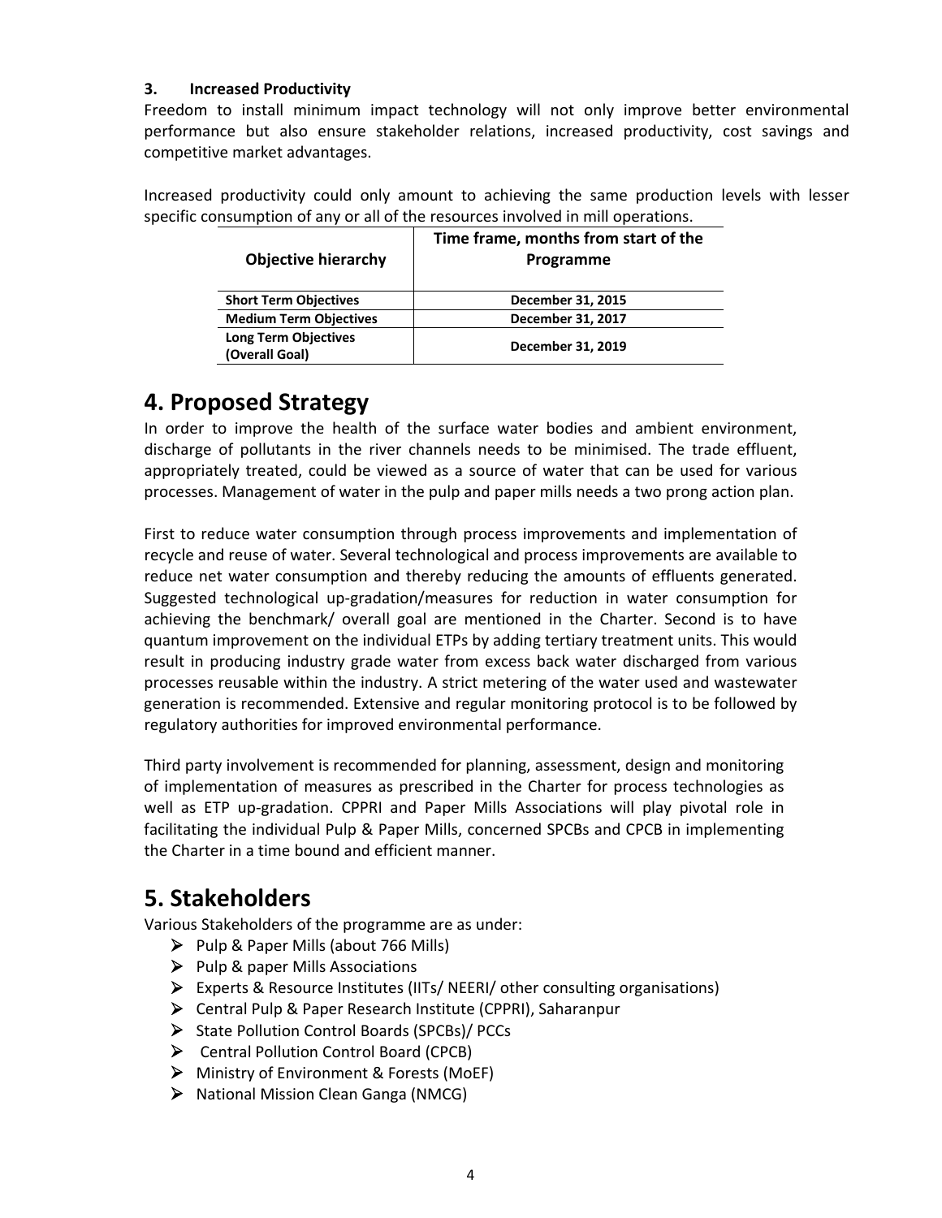### 3. Increased Productivity

Freedom to install minimum impact technology will not only improve better environmental performance but also ensure stakeholder relations, increased productivity, cost savings and competitive market advantages.

Increased productivity could only amount to achieving the same production levels with lesser specific consumption of any or all of the resources involved in mill operations.

| Objective hierarchy | Time frame, months from start of the Programme |
|---|---|
| **Short Term Objectives** | **December 31, 2015** |
| **Medium Term Objectives** | **December 31, 2017** |
| **Long Term Objectives (Overall Goal)** | **December 31, 2019** |

# 4. Proposed Strategy

In order to improve the health of the surface water bodies and ambient environment, discharge of pollutants in the river channels needs to be minimised. The trade effluent, appropriately treated, could be viewed as a source of water that can be used for various processes. Management of water in the pulp and paper mills needs a two prong action plan.

First to reduce water consumption through process improvements and implementation of recycle and reuse of water. Several technological and process improvements are available to reduce net water consumption and thereby reducing the amounts of effluents generated. Suggested technological up-gradation/measures for reduction in water consumption for achieving the benchmark/ overall goal are mentioned in the Charter. Second is to have quantum improvement on the individual ETPs by adding tertiary treatment units. This would result in producing industry grade water from excess back water discharged from various processes reusable within the industry. A strict metering of the water used and wastewater generation is recommended. Extensive and regular monitoring protocol is to be followed by regulatory authorities for improved environmental performance.

Third party involvement is recommended for planning, assessment, design and monitoring of implementation of measures as prescribed in the Charter for process technologies as well as ETP up-gradation. CPPRI and Paper Mills Associations will play pivotal role in facilitating the individual Pulp & Paper Mills, concerned SPCBs and CPCB in implementing the Charter in a time bound and efficient manner.

# 5. Stakeholders

Various Stakeholders of the programme are as under:

- Pulp & Paper Mills (about 766 Mills)
- Pulp & paper Mills Associations
- Experts & Resource Institutes (IITs/ NEERI/ other consulting organisations)
- Central Pulp & Paper Research Institute (CPPRI), Saharanpur
- State Pollution Control Boards (SPCBs)/ PCCs
- Central Pollution Control Board (CPCB)
- Ministry of Environment & Forests (MoEF)
- National Mission Clean Ganga (NMCG)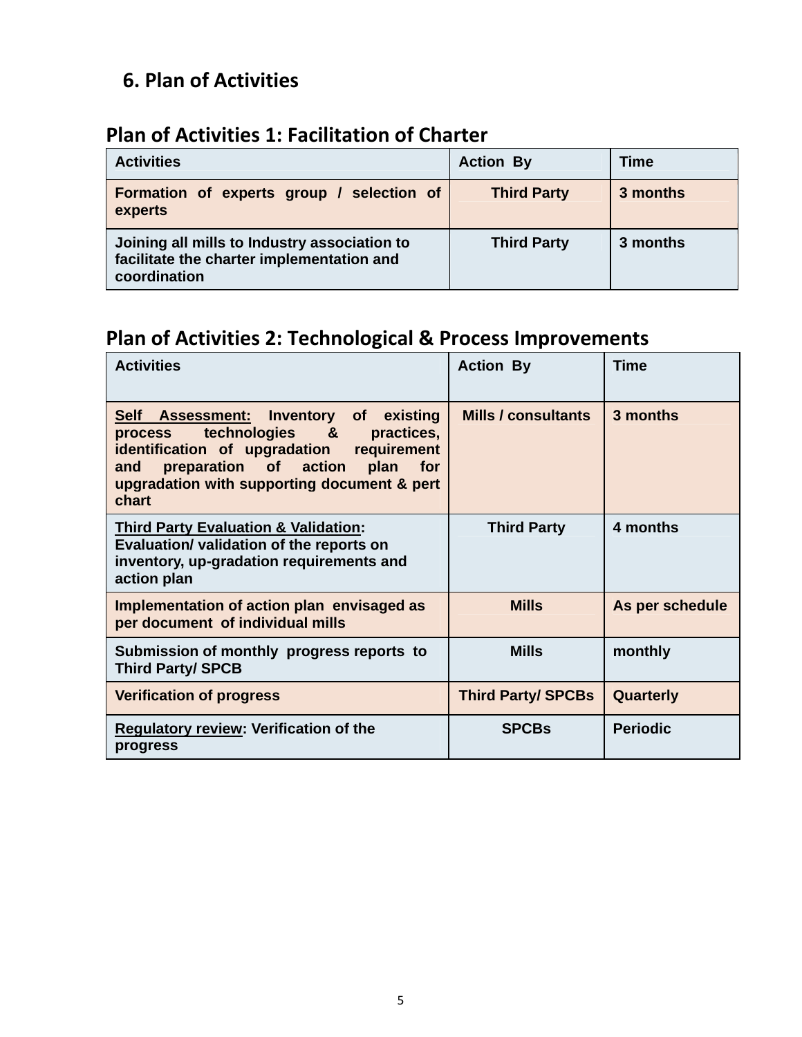## 6. Plan of Activities

### Plan of Activities 1: Facilitation of Charter

| Activities | Action By | Time |
|---|---|---|
| **Formation of experts group / selection of experts** | **Third Party** | **3 months** |
| **Joining all mills to Industry association to facilitate the charter implementation and coordination** | **Third Party** | **3 months** |

### Plan of Activities 2: Technological & Process Improvements

| Activities | Action By | Time |
|---|---|---|
| **Self Assessment: Inventory of existing process technologies & practices, identification of upgradation requirement and preparation of action plan for upgradation with supporting document & pert chart** | **Mills / consultants** | **3 months** |
| **Third Party Evaluation & Validation: Evaluation/ validation of the reports on inventory, up-gradation requirements and action plan** | **Third Party** | **4 months** |
| **Implementation of action plan envisaged as per document of individual mills** | **Mills** | **As per schedule** |
| **Submission of monthly progress reports to Third Party/ SPCB** | **Mills** | **monthly** |
| **Verification of progress** | **Third Party/ SPCBs** | **Quarterly** |
| **Regulatory review: Verification of the progress** | **SPCBs** | **Periodic** |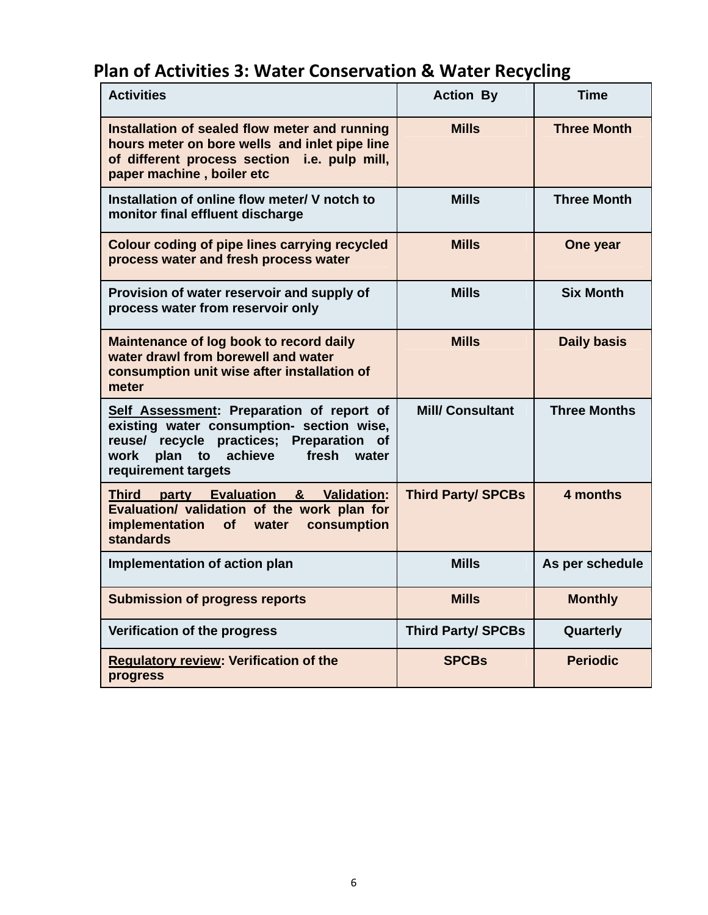## Plan of Activities 3: Water Conservation & Water Recycling

| Activities | Action By | Time |
|---|---|---|
| **Installation of sealed flow meter and running hours meter on bore wells and inlet pipe line of different process section i.e. pulp mill, paper machine , boiler etc** | **Mills** | **Three Month** |
| **Installation of online flow meter/ V notch to monitor final effluent discharge** | **Mills** | **Three Month** |
| **Colour coding of pipe lines carrying recycled process water and fresh process water** | **Mills** | **One year** |
| **Provision of water reservoir and supply of process water from reservoir only** | **Mills** | **Six Month** |
| **Maintenance of log book to record daily water drawl from borewell and water consumption unit wise after installation of meter** | **Mills** | **Daily basis** |
| **<u>Self Assessment</u>: Preparation of report of existing water consumption- section wise, reuse/ recycle practices; Preparation of work plan to achieve fresh water requirement targets** | **Mill/ Consultant** | **Three Months** |
| **<u>Third party Evaluation & Validation</u>: Evaluation/ validation of the work plan for implementation of water consumption standards** | **Third Party/ SPCBs** | **4 months** |
| **Implementation of action plan** | **Mills** | **As per schedule** |
| **Submission of progress reports** | **Mills** | **Monthly** |
| **Verification of the progress** | **Third Party/ SPCBs** | **Quarterly** |
| **<u>Regulatory review</u>: Verification of the progress** | **SPCBs** | **Periodic** |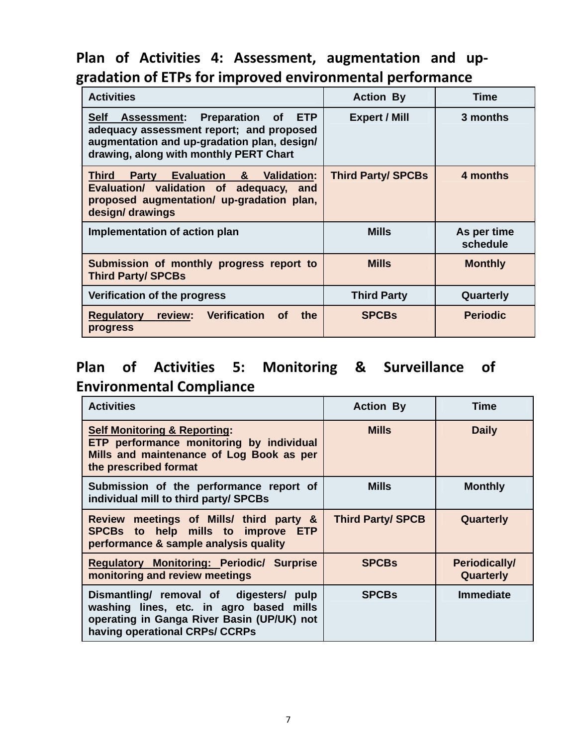## Plan of Activities 4: Assessment, augmentation and up-gradation of ETPs for improved environmental performance

| Activities | Action By | Time |
| --- | --- | --- |
| **Self Assessment: Preparation of ETP adequacy assessment report; and proposed augmentation and up-gradation plan, design/ drawing, along with monthly PERT Chart** | **Expert / Mill** | **3 months** |
| **Third Party Evaluation & Validation: Evaluation/ validation of adequacy, and proposed augmentation/ up-gradation plan, design/ drawings** | **Third Party/ SPCBs** | **4 months** |
| **Implementation of action plan** | **Mills** | **As per time schedule** |
| **Submission of monthly progress report to Third Party/ SPCBs** | **Mills** | **Monthly** |
| **Verification of the progress** | **Third Party** | **Quarterly** |
| **Regulatory review: Verification of the progress** | **SPCBs** | **Periodic** |

## Plan of Activities 5: Monitoring & Surveillance of Environmental Compliance

| Activities | Action By | Time |
| --- | --- | --- |
| **Self Monitoring & Reporting: ETP performance monitoring by individual Mills and maintenance of Log Book as per the prescribed format** | **Mills** | **Daily** |
| **Submission of the performance report of individual mill to third party/ SPCBs** | **Mills** | **Monthly** |
| **Review meetings of Mills/ third party & SPCBs to help mills to improve ETP performance & sample analysis quality** | **Third Party/ SPCB** | **Quarterly** |
| **Regulatory Monitoring: Periodic/ Surprise monitoring and review meetings** | **SPCBs** | **Periodically/ Quarterly** |
| **Dismantling/ removal of digesters/ pulp washing lines, etc. in agro based mills operating in Ganga River Basin (UP/UK) not having operational CRPs/ CCRPs** | **SPCBs** | **Immediate** |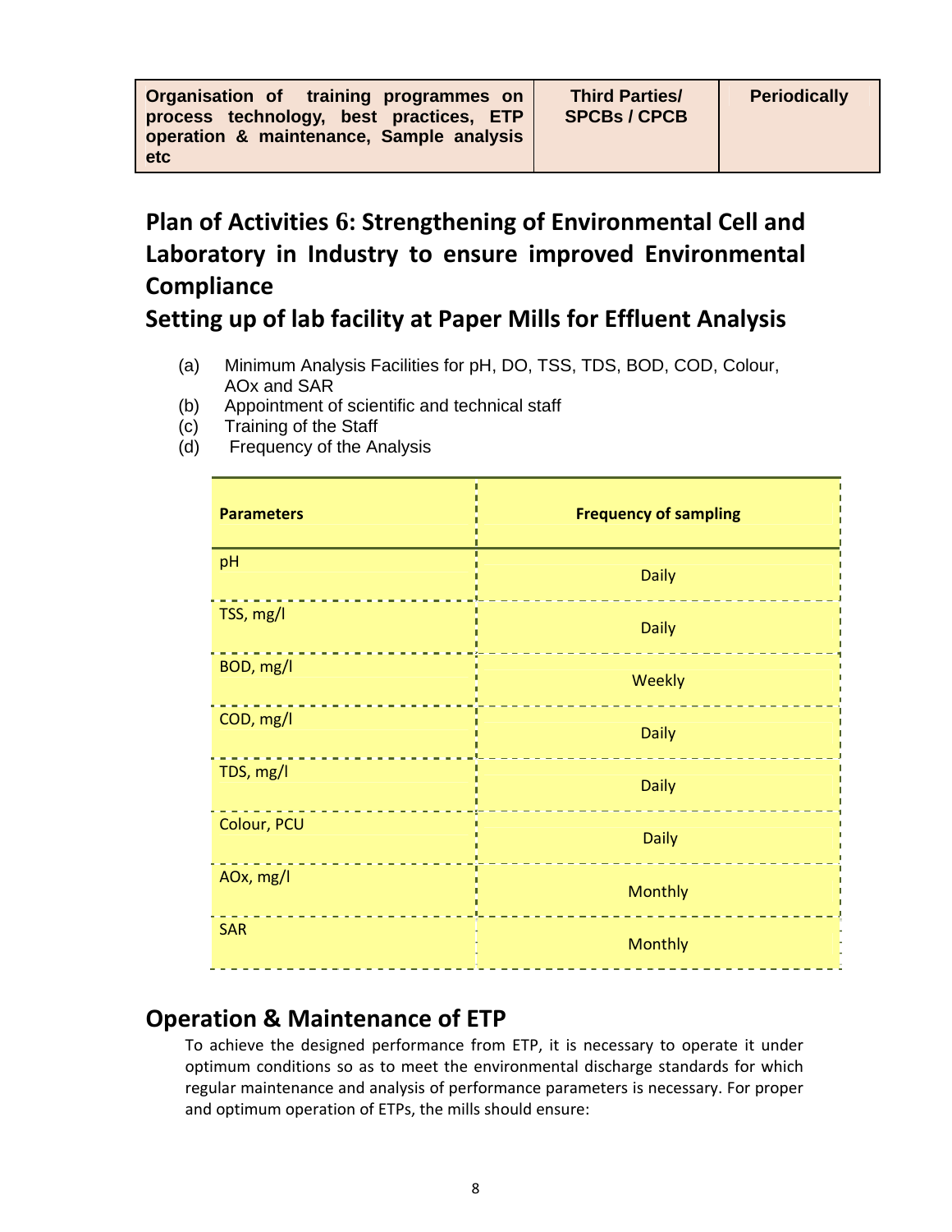| Organisation of training programmes on process technology, best practices, ETP operation & maintenance, Sample analysis etc | Third Parties/ SPCBs / CPCB | Periodically |
|---|---|---|

## Plan of Activities 6: Strengthening of Environmental Cell and Laboratory in Industry to ensure improved Environmental Compliance

## Setting up of lab facility at Paper Mills for Effluent Analysis

(a) Minimum Analysis Facilities for pH, DO, TSS, TDS, BOD, COD, Colour, AOx and SAR

(b) Appointment of scientific and technical staff

(c) Training of the Staff

(d) Frequency of the Analysis

| Parameters | Frequency of sampling |
|---|---|
| pH | Daily |
| TSS, mg/l | Daily |
| BOD, mg/l | Weekly |
| COD, mg/l | Daily |
| TDS, mg/l | Daily |
| Colour, PCU | Daily |
| AOx, mg/l | Monthly |
| SAR | Monthly |

## Operation & Maintenance of ETP

To achieve the designed performance from ETP, it is necessary to operate it under optimum conditions so as to meet the environmental discharge standards for which regular maintenance and analysis of performance parameters is necessary. For proper and optimum operation of ETPs, the mills should ensure: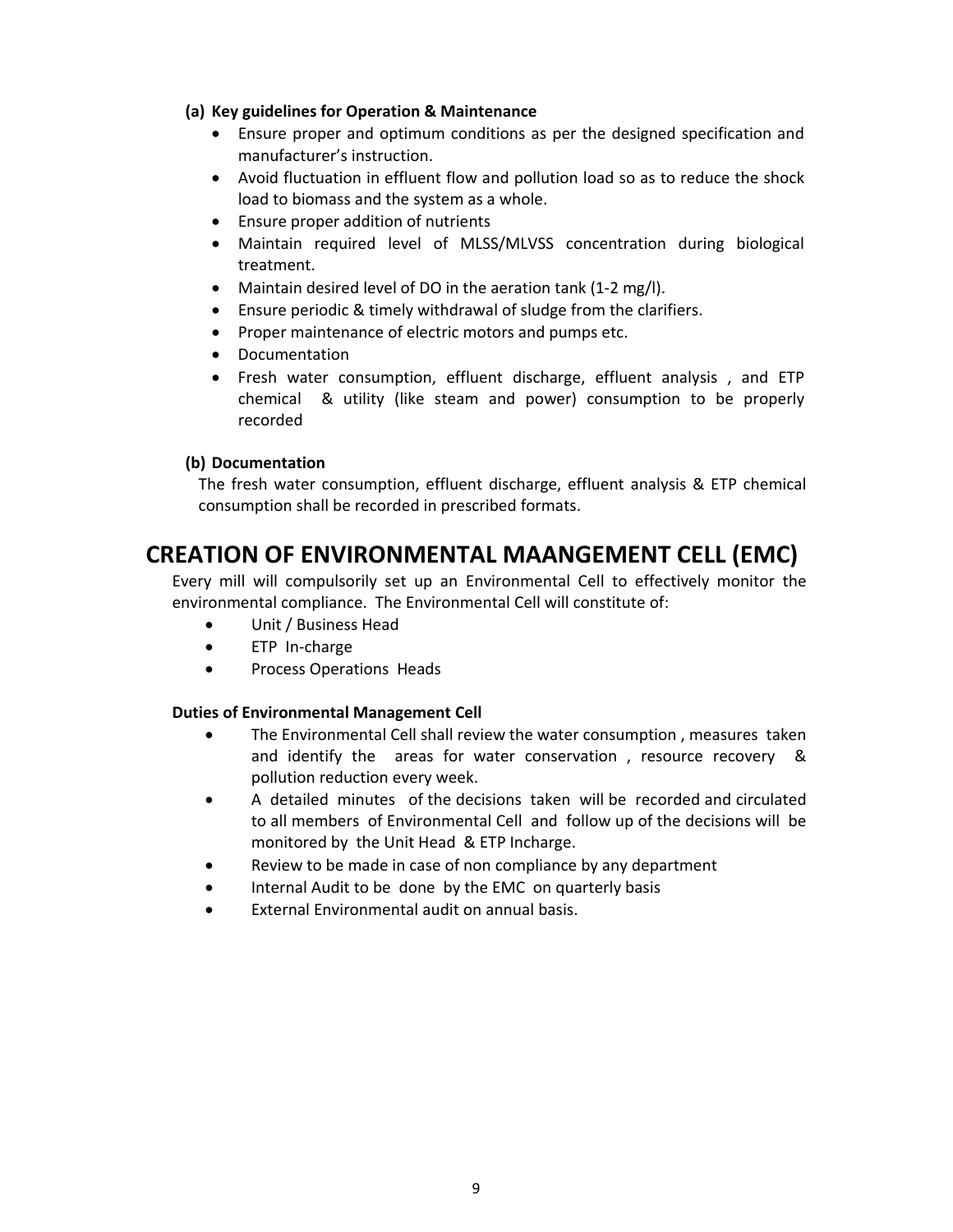**(a) Key guidelines for Operation & Maintenance**

- Ensure proper and optimum conditions as per the designed specification and manufacturer's instruction.
- Avoid fluctuation in effluent flow and pollution load so as to reduce the shock load to biomass and the system as a whole.
- Ensure proper addition of nutrients
- Maintain required level of MLSS/MLVSS concentration during biological treatment.
- Maintain desired level of DO in the aeration tank (1-2 mg/l).
- Ensure periodic & timely withdrawal of sludge from the clarifiers.
- Proper maintenance of electric motors and pumps etc.
- Documentation
- Fresh water consumption, effluent discharge, effluent analysis , and ETP chemical & utility (like steam and power) consumption to be properly recorded

**(b) Documentation**

The fresh water consumption, effluent discharge, effluent analysis & ETP chemical consumption shall be recorded in prescribed formats.

# CREATION OF ENVIRONMENTAL MAANGEMENT CELL (EMC)

Every mill will compulsorily set up an Environmental Cell to effectively monitor the environmental compliance. The Environmental Cell will constitute of:

- Unit / Business Head
- ETP In-charge
- Process Operations Heads

**Duties of Environmental Management Cell**

- The Environmental Cell shall review the water consumption , measures taken and identify the areas for water conservation , resource recovery & pollution reduction every week.
- A detailed minutes of the decisions taken will be recorded and circulated to all members of Environmental Cell and follow up of the decisions will be monitored by the Unit Head & ETP Incharge.
- Review to be made in case of non compliance by any department
- Internal Audit to be done by the EMC on quarterly basis
- External Environmental audit on annual basis.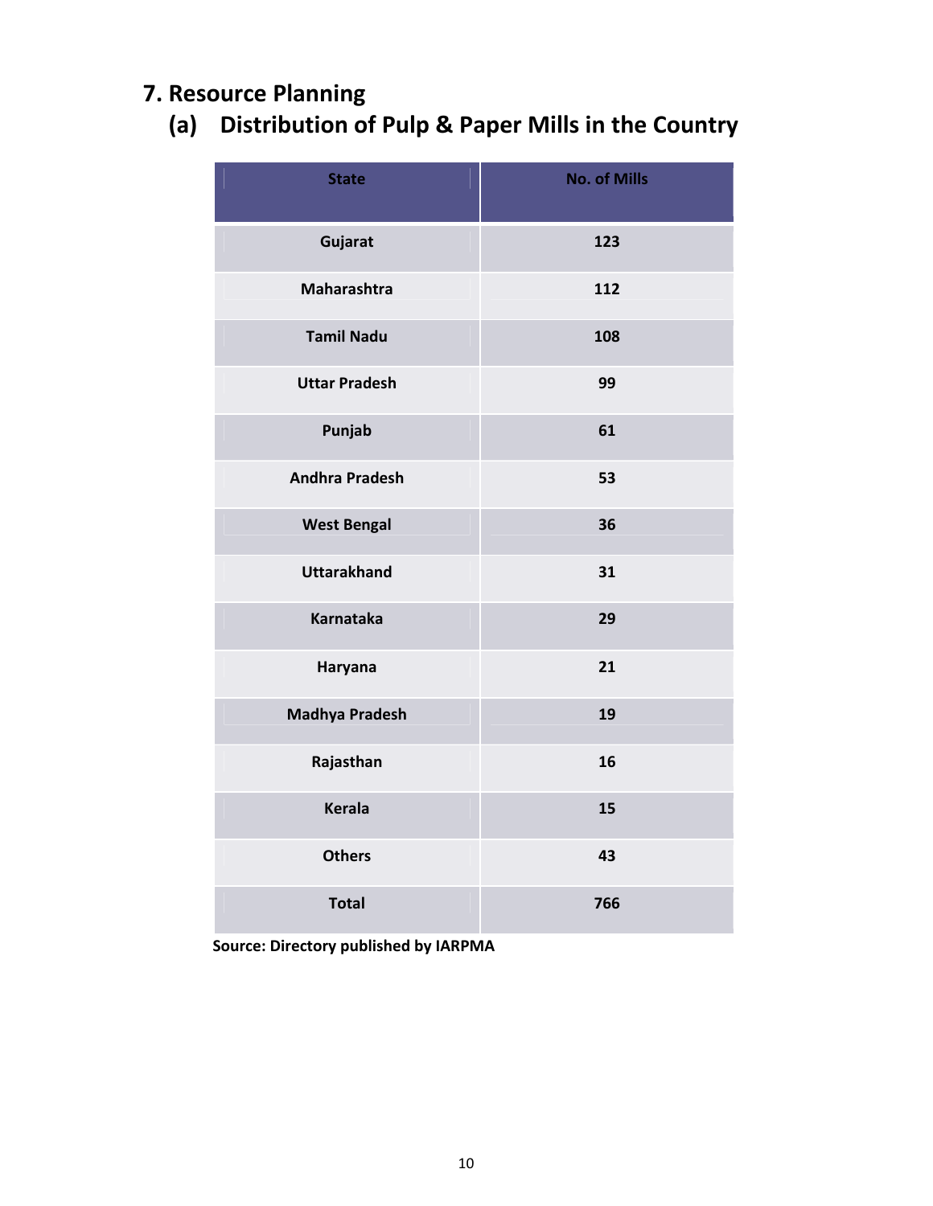# 7. Resource Planning

## (a) Distribution of Pulp & Paper Mills in the Country

| State | No. of Mills |
|---|---|
| Gujarat | 123 |
| Maharashtra | 112 |
| Tamil Nadu | 108 |
| Uttar Pradesh | 99 |
| Punjab | 61 |
| Andhra Pradesh | 53 |
| West Bengal | 36 |
| Uttarakhand | 31 |
| Karnataka | 29 |
| Haryana | 21 |
| Madhya Pradesh | 19 |
| Rajasthan | 16 |
| Kerala | 15 |
| Others | 43 |
| Total | 766 |

**Source: Directory published by IARPMA**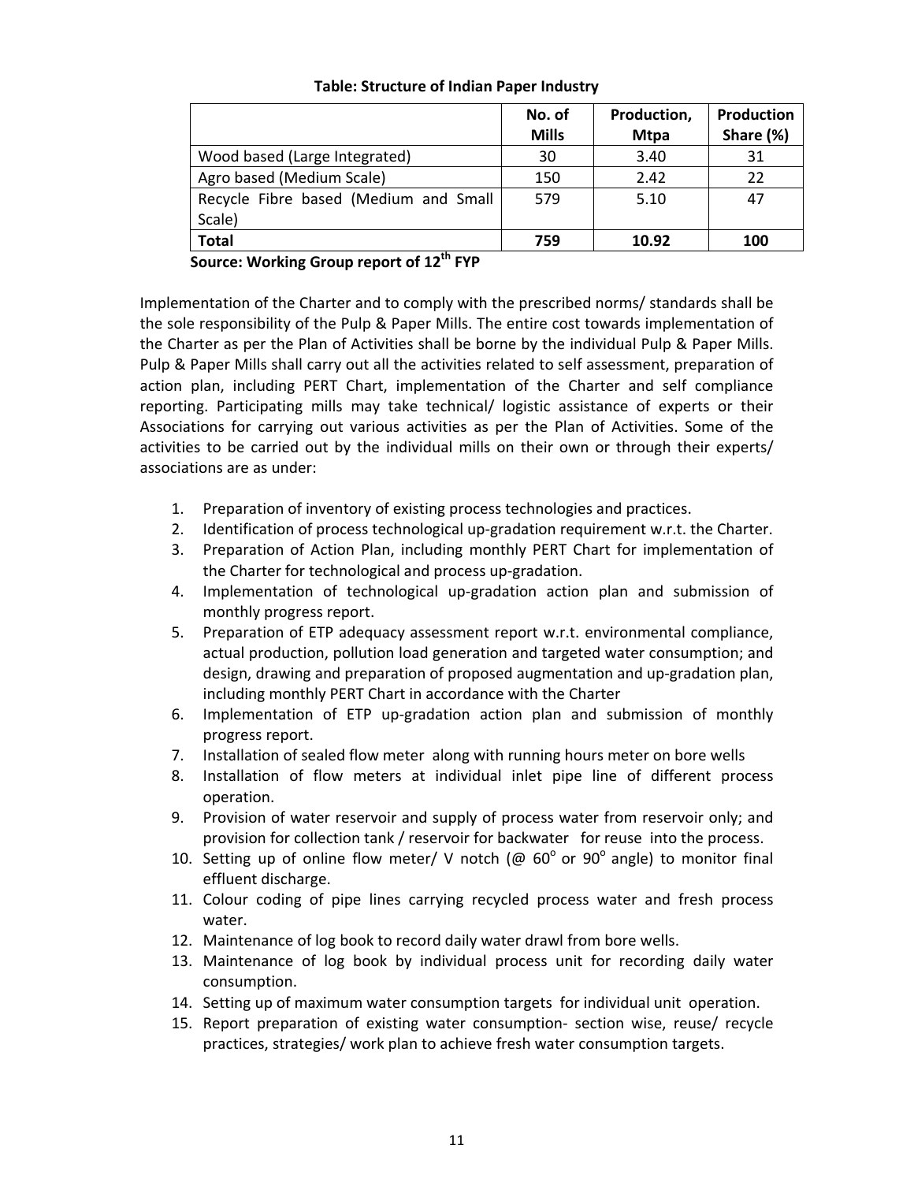**Table: Structure of Indian Paper Industry**

| | No. of Mills | Production, Mtpa | Production Share (%) |
|---|---|---|---|
| Wood based (Large Integrated) | 30 | 3.40 | 31 |
| Agro based (Medium Scale) | 150 | 2.42 | 22 |
| Recycle Fibre based (Medium and Small Scale) | 579 | 5.10 | 47 |
| **Total** | **759** | **10.92** | **100** |

**Source: Working Group report of 12th FYP**

Implementation of the Charter and to comply with the prescribed norms/ standards shall be the sole responsibility of the Pulp & Paper Mills. The entire cost towards implementation of the Charter as per the Plan of Activities shall be borne by the individual Pulp & Paper Mills. Pulp & Paper Mills shall carry out all the activities related to self assessment, preparation of action plan, including PERT Chart, implementation of the Charter and self compliance reporting. Participating mills may take technical/ logistic assistance of experts or their Associations for carrying out various activities as per the Plan of Activities. Some of the activities to be carried out by the individual mills on their own or through their experts/ associations are as under:

1. Preparation of inventory of existing process technologies and practices.
2. Identification of process technological up-gradation requirement w.r.t. the Charter.
3. Preparation of Action Plan, including monthly PERT Chart for implementation of the Charter for technological and process up-gradation.
4. Implementation of technological up-gradation action plan and submission of monthly progress report.
5. Preparation of ETP adequacy assessment report w.r.t. environmental compliance, actual production, pollution load generation and targeted water consumption; and design, drawing and preparation of proposed augmentation and up-gradation plan, including monthly PERT Chart in accordance with the Charter
6. Implementation of ETP up-gradation action plan and submission of monthly progress report.
7. Installation of sealed flow meter along with running hours meter on bore wells
8. Installation of flow meters at individual inlet pipe line of different process operation.
9. Provision of water reservoir and supply of process water from reservoir only; and provision for collection tank / reservoir for backwater for reuse into the process.
10. Setting up of online flow meter/ V notch (@ $60^o$ or $90^o$ angle) to monitor final effluent discharge.
11. Colour coding of pipe lines carrying recycled process water and fresh process water.
12. Maintenance of log book to record daily water drawl from bore wells.
13. Maintenance of log book by individual process unit for recording daily water consumption.
14. Setting up of maximum water consumption targets for individual unit operation.
15. Report preparation of existing water consumption- section wise, reuse/ recycle practices, strategies/ work plan to achieve fresh water consumption targets.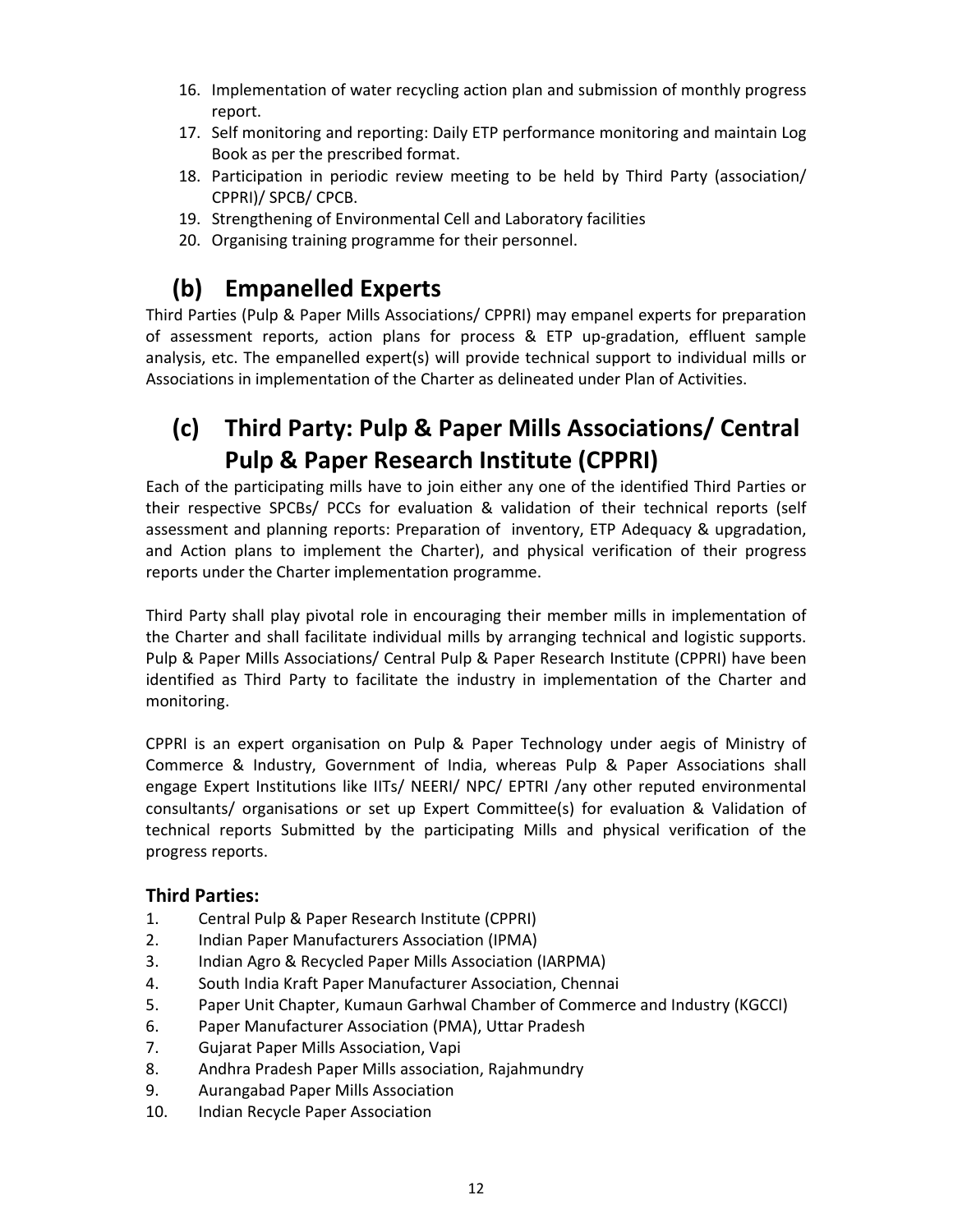16. Implementation of water recycling action plan and submission of monthly progress report.
17. Self monitoring and reporting: Daily ETP performance monitoring and maintain Log Book as per the prescribed format.
18. Participation in periodic review meeting to be held by Third Party (association/ CPPRI)/ SPCB/ CPCB.
19. Strengthening of Environmental Cell and Laboratory facilities
20. Organising training programme for their personnel.

## (b) Empanelled Experts

Third Parties (Pulp & Paper Mills Associations/ CPPRI) may empanel experts for preparation of assessment reports, action plans for process & ETP up-gradation, effluent sample analysis, etc. The empanelled expert(s) will provide technical support to individual mills or Associations in implementation of the Charter as delineated under Plan of Activities.

## (c) Third Party: Pulp & Paper Mills Associations/ Central Pulp & Paper Research Institute (CPPRI)

Each of the participating mills have to join either any one of the identified Third Parties or their respective SPCBs/ PCCs for evaluation & validation of their technical reports (self assessment and planning reports: Preparation of inventory, ETP Adequacy & upgradation, and Action plans to implement the Charter), and physical verification of their progress reports under the Charter implementation programme.

Third Party shall play pivotal role in encouraging their member mills in implementation of the Charter and shall facilitate individual mills by arranging technical and logistic supports. Pulp & Paper Mills Associations/ Central Pulp & Paper Research Institute (CPPRI) have been identified as Third Party to facilitate the industry in implementation of the Charter and monitoring.

CPPRI is an expert organisation on Pulp & Paper Technology under aegis of Ministry of Commerce & Industry, Government of India, whereas Pulp & Paper Associations shall engage Expert Institutions like IITs/ NEERI/ NPC/ EPTRI /any other reputed environmental consultants/ organisations or set up Expert Committee(s) for evaluation & Validation of technical reports Submitted by the participating Mills and physical verification of the progress reports.

### Third Parties:

1. Central Pulp & Paper Research Institute (CPPRI)
2. Indian Paper Manufacturers Association (IPMA)
3. Indian Agro & Recycled Paper Mills Association (IARPMA)
4. South India Kraft Paper Manufacturer Association, Chennai
5. Paper Unit Chapter, Kumaun Garhwal Chamber of Commerce and Industry (KGCCI)
6. Paper Manufacturer Association (PMA), Uttar Pradesh
7. Gujarat Paper Mills Association, Vapi
8. Andhra Pradesh Paper Mills association, Rajahmundry
9. Aurangabad Paper Mills Association
10. Indian Recycle Paper Association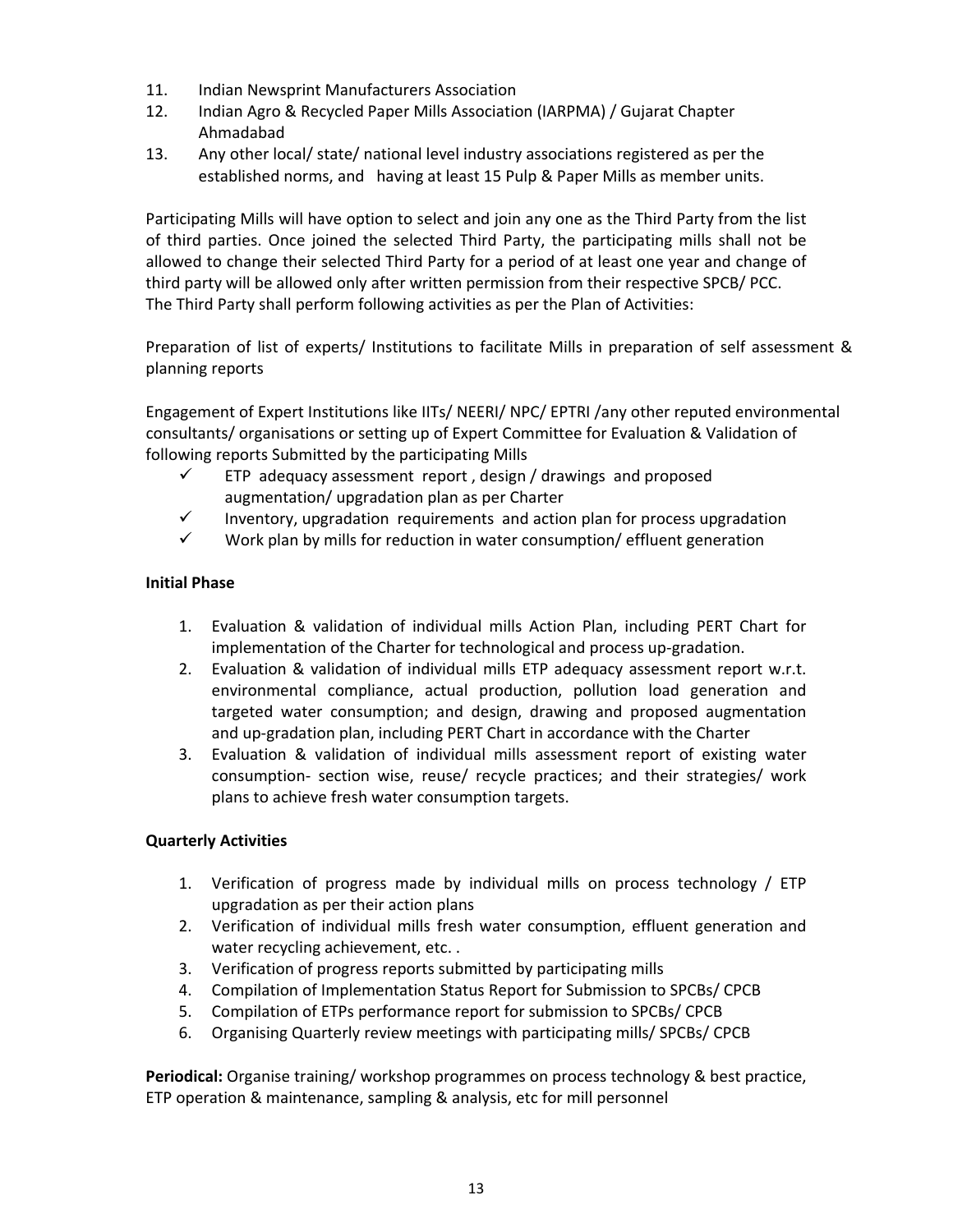11. Indian Newsprint Manufacturers Association
12. Indian Agro & Recycled Paper Mills Association (IARPMA) / Gujarat Chapter Ahmadabad
13. Any other local/ state/ national level industry associations registered as per the established norms, and having at least 15 Pulp & Paper Mills as member units.

Participating Mills will have option to select and join any one as the Third Party from the list of third parties. Once joined the selected Third Party, the participating mills shall not be allowed to change their selected Third Party for a period of at least one year and change of third party will be allowed only after written permission from their respective SPCB/ PCC. The Third Party shall perform following activities as per the Plan of Activities:

Preparation of list of experts/ Institutions to facilitate Mills in preparation of self assessment & planning reports

Engagement of Expert Institutions like IITs/ NEERI/ NPC/ EPTRI /any other reputed environmental consultants/ organisations or setting up of Expert Committee for Evaluation & Validation of following reports Submitted by the participating Mills

- ✓ ETP adequacy assessment report , design / drawings and proposed augmentation/ upgradation plan as per Charter
- ✓ Inventory, upgradation requirements and action plan for process upgradation
- ✓ Work plan by mills for reduction in water consumption/ effluent generation

**Initial Phase**

1. Evaluation & validation of individual mills Action Plan, including PERT Chart for implementation of the Charter for technological and process up-gradation.
2. Evaluation & validation of individual mills ETP adequacy assessment report w.r.t. environmental compliance, actual production, pollution load generation and targeted water consumption; and design, drawing and proposed augmentation and up-gradation plan, including PERT Chart in accordance with the Charter
3. Evaluation & validation of individual mills assessment report of existing water consumption- section wise, reuse/ recycle practices; and their strategies/ work plans to achieve fresh water consumption targets.

**Quarterly Activities**

1. Verification of progress made by individual mills on process technology / ETP upgradation as per their action plans
2. Verification of individual mills fresh water consumption, effluent generation and water recycling achievement, etc. .
3. Verification of progress reports submitted by participating mills
4. Compilation of Implementation Status Report for Submission to SPCBs/ CPCB
5. Compilation of ETPs performance report for submission to SPCBs/ CPCB
6. Organising Quarterly review meetings with participating mills/ SPCBs/ CPCB

**Periodical:** Organise training/ workshop programmes on process technology & best practice, ETP operation & maintenance, sampling & analysis, etc for mill personnel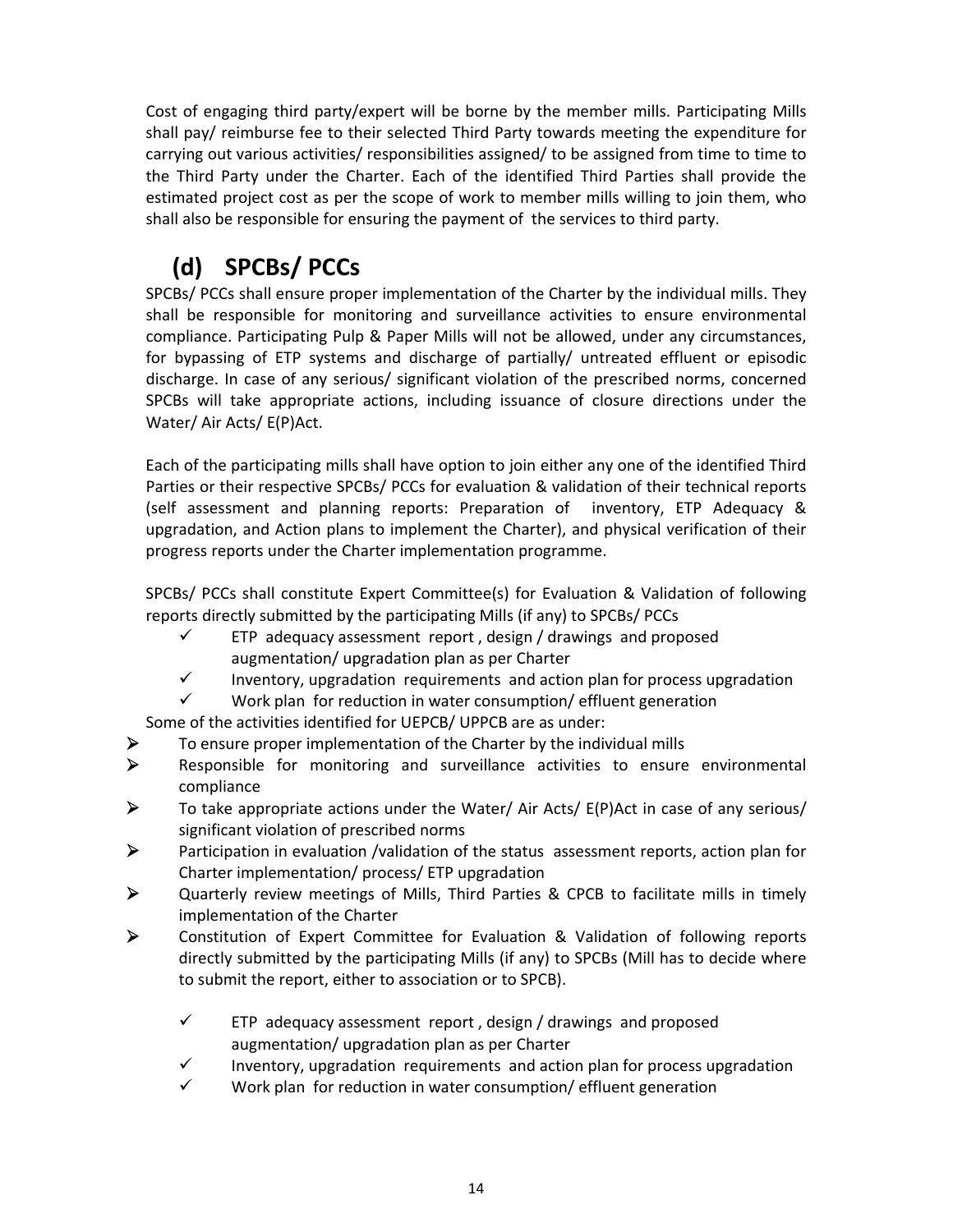Cost of engaging third party/expert will be borne by the member mills. Participating Mills shall pay/ reimburse fee to their selected Third Party towards meeting the expenditure for carrying out various activities/ responsibilities assigned/ to be assigned from time to time to the Third Party under the Charter. Each of the identified Third Parties shall provide the estimated project cost as per the scope of work to member mills willing to join them, who shall also be responsible for ensuring the payment of the services to third party.

## (d) SPCBs/ PCCs

SPCBs/ PCCs shall ensure proper implementation of the Charter by the individual mills. They shall be responsible for monitoring and surveillance activities to ensure environmental compliance. Participating Pulp & Paper Mills will not be allowed, under any circumstances, for bypassing of ETP systems and discharge of partially/ untreated effluent or episodic discharge. In case of any serious/ significant violation of the prescribed norms, concerned SPCBs will take appropriate actions, including issuance of closure directions under the Water/ Air Acts/ E(P)Act.

Each of the participating mills shall have option to join either any one of the identified Third Parties or their respective SPCBs/ PCCs for evaluation & validation of their technical reports (self assessment and planning reports: Preparation of inventory, ETP Adequacy & upgradation, and Action plans to implement the Charter), and physical verification of their progress reports under the Charter implementation programme.

SPCBs/ PCCs shall constitute Expert Committee(s) for Evaluation & Validation of following reports directly submitted by the participating Mills (if any) to SPCBs/ PCCs

- ✓ ETP adequacy assessment report , design / drawings and proposed augmentation/ upgradation plan as per Charter
- ✓ Inventory, upgradation requirements and action plan for process upgradation
- ✓ Work plan for reduction in water consumption/ effluent generation

Some of the activities identified for UEPCB/ UPPCB are as under:

- To ensure proper implementation of the Charter by the individual mills
- Responsible for monitoring and surveillance activities to ensure environmental compliance
- To take appropriate actions under the Water/ Air Acts/ E(P)Act in case of any serious/ significant violation of prescribed norms
- Participation in evaluation /validation of the status assessment reports, action plan for Charter implementation/ process/ ETP upgradation
- Quarterly review meetings of Mills, Third Parties & CPCB to facilitate mills in timely implementation of the Charter
- Constitution of Expert Committee for Evaluation & Validation of following reports directly submitted by the participating Mills (if any) to SPCBs (Mill has to decide where to submit the report, either to association or to SPCB).
  - ✓ ETP adequacy assessment report , design / drawings and proposed augmentation/ upgradation plan as per Charter
  - ✓ Inventory, upgradation requirements and action plan for process upgradation
  - ✓ Work plan for reduction in water consumption/ effluent generation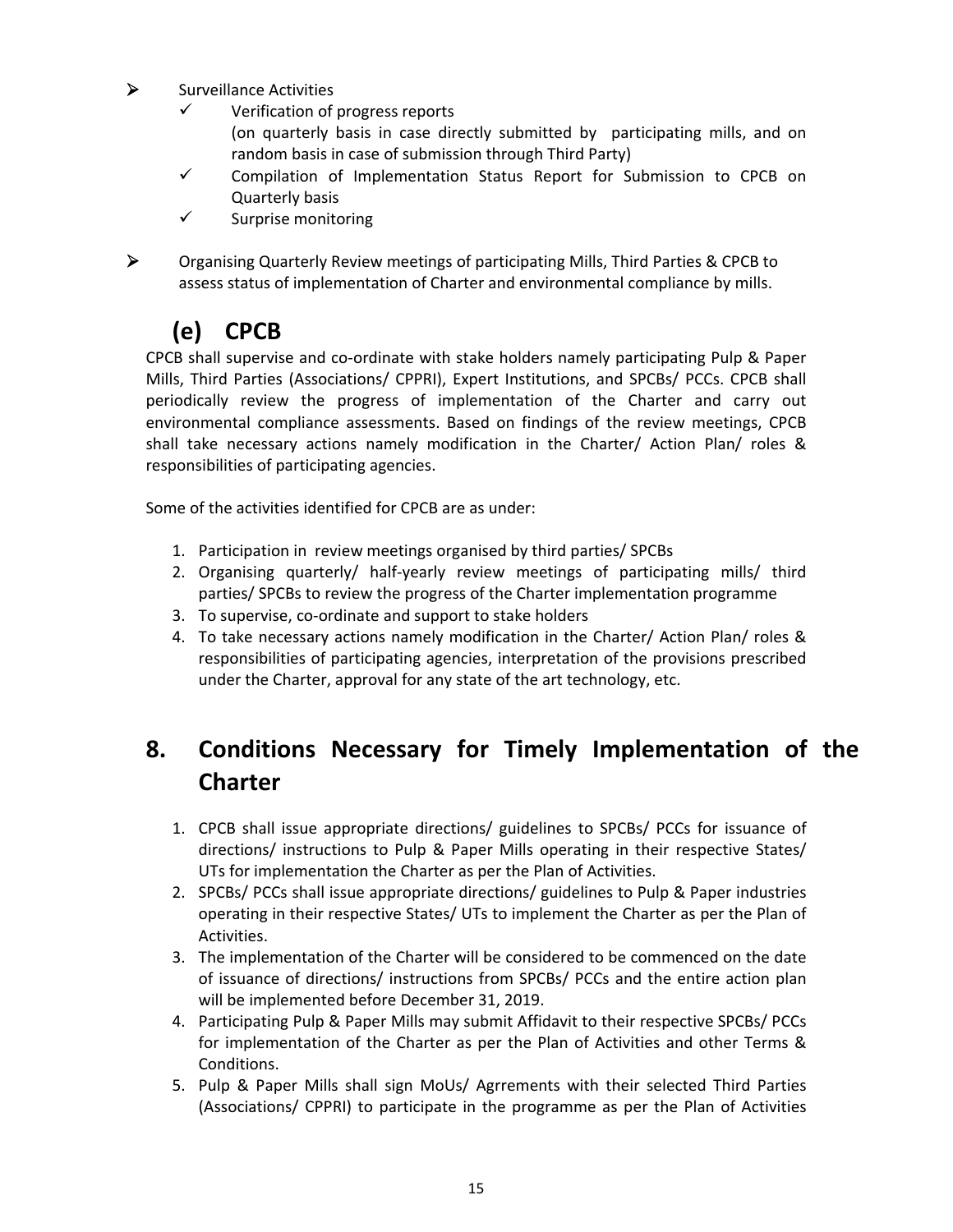- Surveillance Activities
    - ✓ Verification of progress reports
      (on quarterly basis in case directly submitted by participating mills, and on random basis in case of submission through Third Party)
    - ✓ Compilation of Implementation Status Report for Submission to CPCB on Quarterly basis
    - ✓ Surprise monitoring

- Organising Quarterly Review meetings of participating Mills, Third Parties & CPCB to assess status of implementation of Charter and environmental compliance by mills.

## (e) CPCB

CPCB shall supervise and co-ordinate with stake holders namely participating Pulp & Paper Mills, Third Parties (Associations/ CPPRI), Expert Institutions, and SPCBs/ PCCs. CPCB shall periodically review the progress of implementation of the Charter and carry out environmental compliance assessments. Based on findings of the review meetings, CPCB shall take necessary actions namely modification in the Charter/ Action Plan/ roles & responsibilities of participating agencies.

Some of the activities identified for CPCB are as under:

1. Participation in review meetings organised by third parties/ SPCBs
2. Organising quarterly/ half-yearly review meetings of participating mills/ third parties/ SPCBs to review the progress of the Charter implementation programme
3. To supervise, co-ordinate and support to stake holders
4. To take necessary actions namely modification in the Charter/ Action Plan/ roles & responsibilities of participating agencies, interpretation of the provisions prescribed under the Charter, approval for any state of the art technology, etc.

# 8. Conditions Necessary for Timely Implementation of the Charter

1. CPCB shall issue appropriate directions/ guidelines to SPCBs/ PCCs for issuance of directions/ instructions to Pulp & Paper Mills operating in their respective States/ UTs for implementation the Charter as per the Plan of Activities.
2. SPCBs/ PCCs shall issue appropriate directions/ guidelines to Pulp & Paper industries operating in their respective States/ UTs to implement the Charter as per the Plan of Activities.
3. The implementation of the Charter will be considered to be commenced on the date of issuance of directions/ instructions from SPCBs/ PCCs and the entire action plan will be implemented before December 31, 2019.
4. Participating Pulp & Paper Mills may submit Affidavit to their respective SPCBs/ PCCs for implementation of the Charter as per the Plan of Activities and other Terms & Conditions.
5. Pulp & Paper Mills shall sign MoUs/ Agrrements with their selected Third Parties (Associations/ CPPRI) to participate in the programme as per the Plan of Activities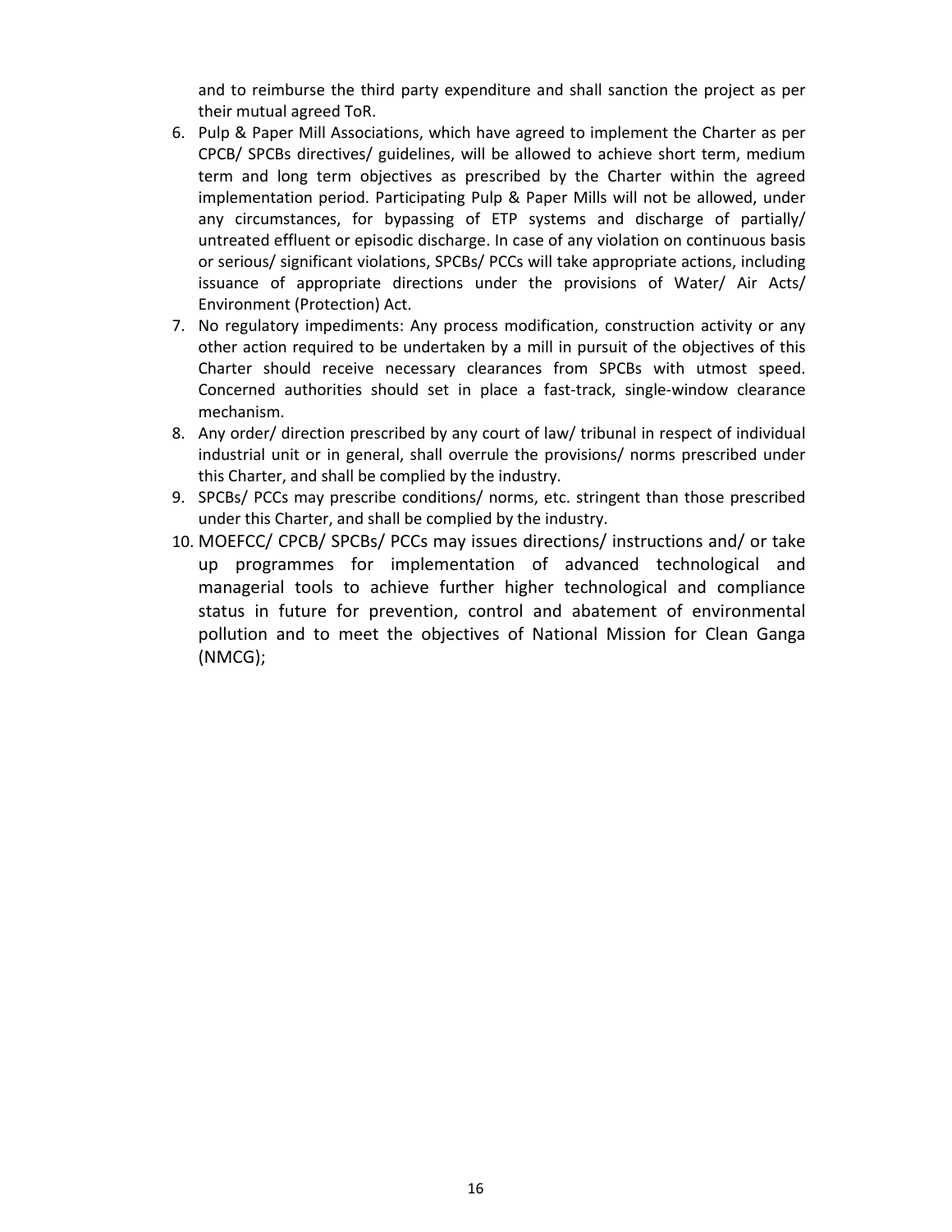and to reimburse the third party expenditure and shall sanction the project as per their mutual agreed ToR.

6. Pulp & Paper Mill Associations, which have agreed to implement the Charter as per CPCB/ SPCBs directives/ guidelines, will be allowed to achieve short term, medium term and long term objectives as prescribed by the Charter within the agreed implementation period. Participating Pulp & Paper Mills will not be allowed, under any circumstances, for bypassing of ETP systems and discharge of partially/ untreated effluent or episodic discharge. In case of any violation on continuous basis or serious/ significant violations, SPCBs/ PCCs will take appropriate actions, including issuance of appropriate directions under the provisions of Water/ Air Acts/ Environment (Protection) Act.
7. No regulatory impediments: Any process modification, construction activity or any other action required to be undertaken by a mill in pursuit of the objectives of this Charter should receive necessary clearances from SPCBs with utmost speed. Concerned authorities should set in place a fast-track, single-window clearance mechanism.
8. Any order/ direction prescribed by any court of law/ tribunal in respect of individual industrial unit or in general, shall overrule the provisions/ norms prescribed under this Charter, and shall be complied by the industry.
9. SPCBs/ PCCs may prescribe conditions/ norms, etc. stringent than those prescribed under this Charter, and shall be complied by the industry.
10. MOEFCC/ CPCB/ SPCBs/ PCCs may issues directions/ instructions and/ or take up programmes for implementation of advanced technological and managerial tools to achieve further higher technological and compliance status in future for prevention, control and abatement of environmental pollution and to meet the objectives of National Mission for Clean Ganga (NMCG);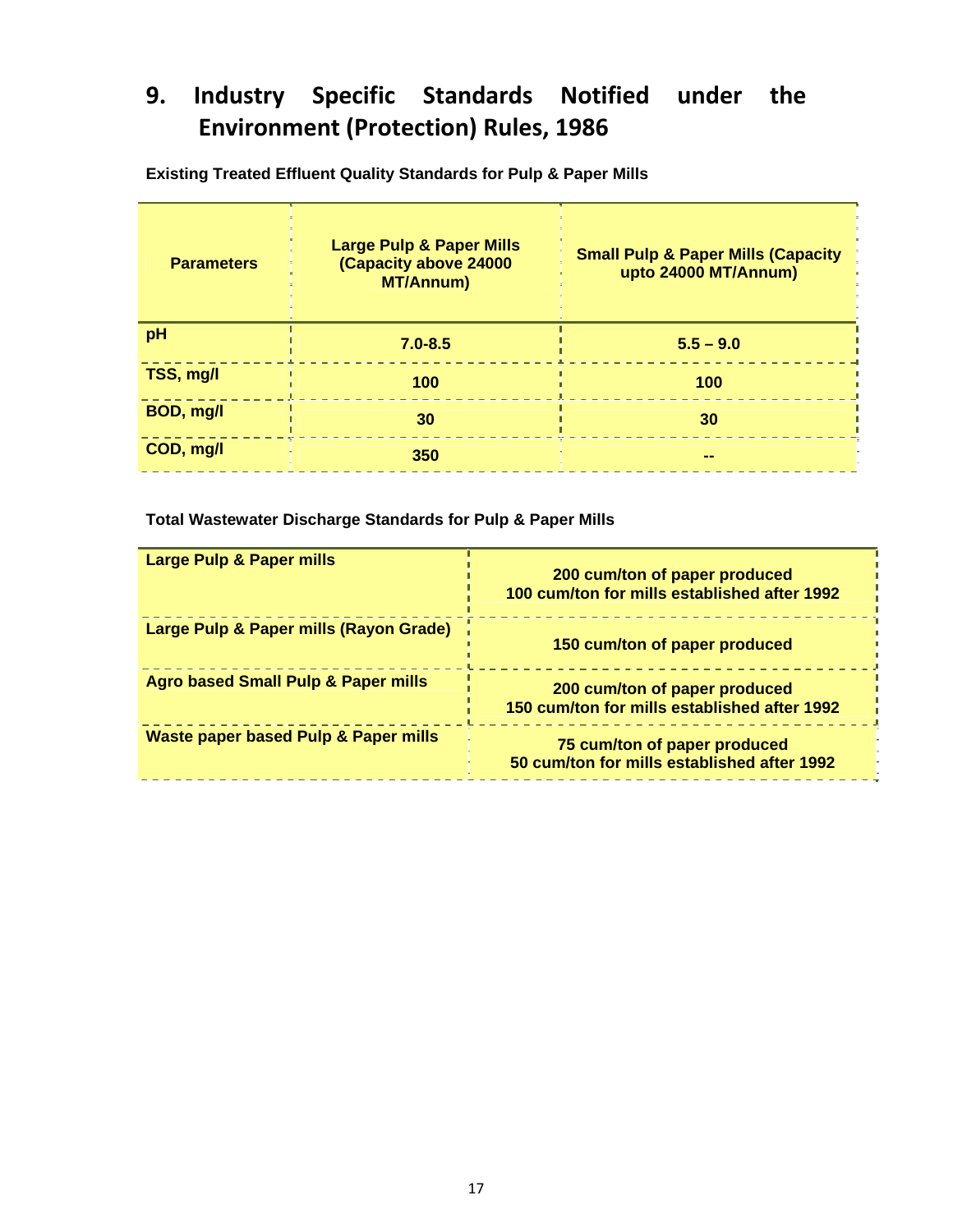## 9. Industry Specific Standards Notified under the Environment (Protection) Rules, 1986

**Existing Treated Effluent Quality Standards for Pulp & Paper Mills**

| Parameters | Large Pulp & Paper Mills (Capacity above 24000 MT/Annum) | Small Pulp & Paper Mills (Capacity upto 24000 MT/Annum) |
|---|---|---|
| pH | 7.0-8.5 | 5.5 – 9.0 |
| TSS, mg/l | 100 | 100 |
| BOD, mg/l | 30 | 30 |
| COD, mg/l | 350 | -- |

**Total Wastewater Discharge Standards for Pulp & Paper Mills**

| | |
|---|---|
| Large Pulp & Paper mills | 200 cum/ton of paper produced<br>100 cum/ton for mills established after 1992 |
| Large Pulp & Paper mills (Rayon Grade) | 150 cum/ton of paper produced |
| Agro based Small Pulp & Paper mills | 200 cum/ton of paper produced<br>150 cum/ton for mills established after 1992 |
| Waste paper based Pulp & Paper mills | 75 cum/ton of paper produced<br>50 cum/ton for mills established after 1992 |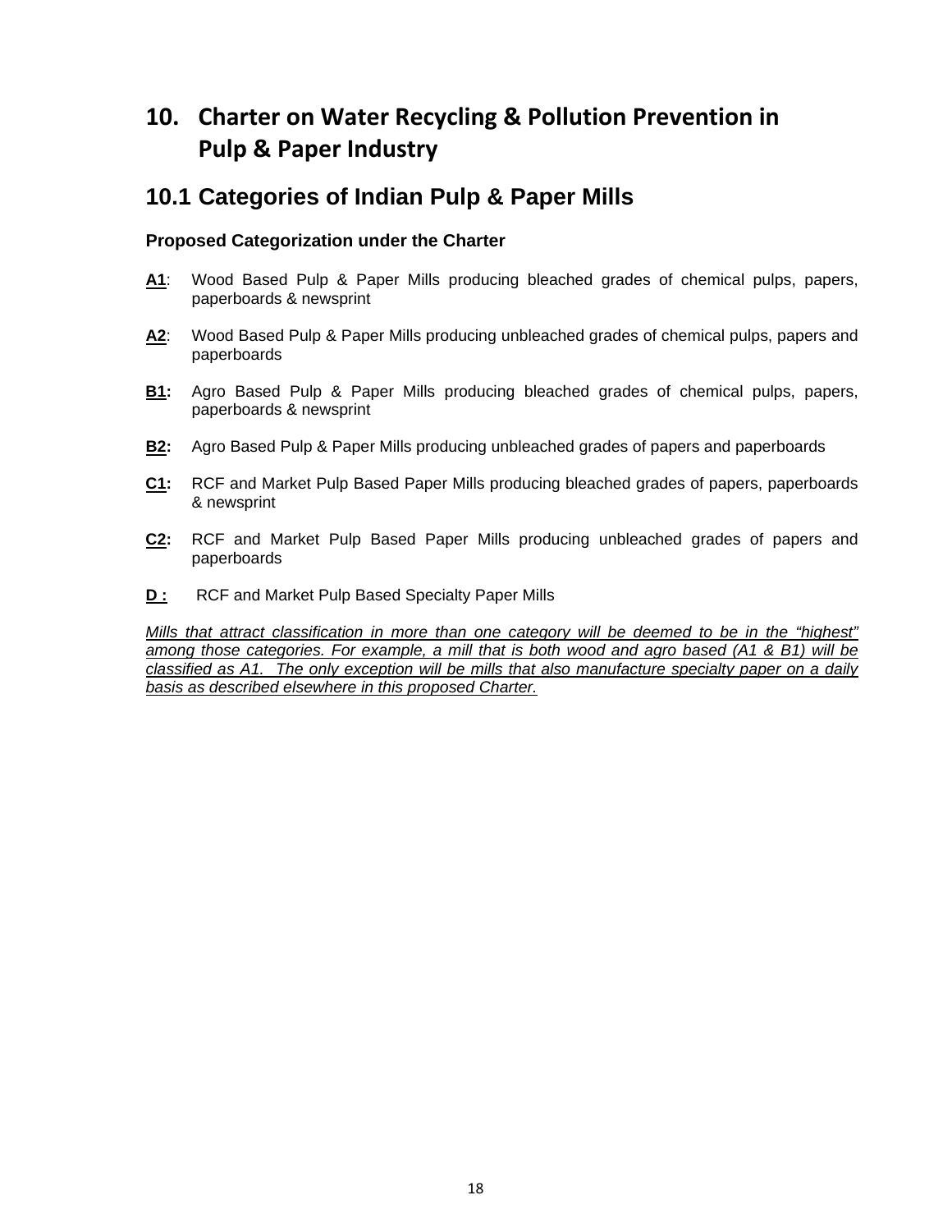# 10. Charter on Water Recycling & Pollution Prevention in Pulp & Paper Industry

## 10.1 Categories of Indian Pulp & Paper Mills

### Proposed Categorization under the Charter

**A1**: Wood Based Pulp & Paper Mills producing bleached grades of chemical pulps, papers, paperboards & newsprint

**A2**: Wood Based Pulp & Paper Mills producing unbleached grades of chemical pulps, papers and paperboards

**B1:** Agro Based Pulp & Paper Mills producing bleached grades of chemical pulps, papers, paperboards & newsprint

**B2:** Agro Based Pulp & Paper Mills producing unbleached grades of papers and paperboards

**C1:** RCF and Market Pulp Based Paper Mills producing bleached grades of papers, paperboards & newsprint

**C2:** RCF and Market Pulp Based Paper Mills producing unbleached grades of papers and paperboards

**D :** RCF and Market Pulp Based Specialty Paper Mills

*Mills that attract classification in more than one category will be deemed to be in the "highest" among those categories. For example, a mill that is both wood and agro based (A1 & B1) will be classified as A1. The only exception will be mills that also manufacture specialty paper on a daily basis as described elsewhere in this proposed Charter.*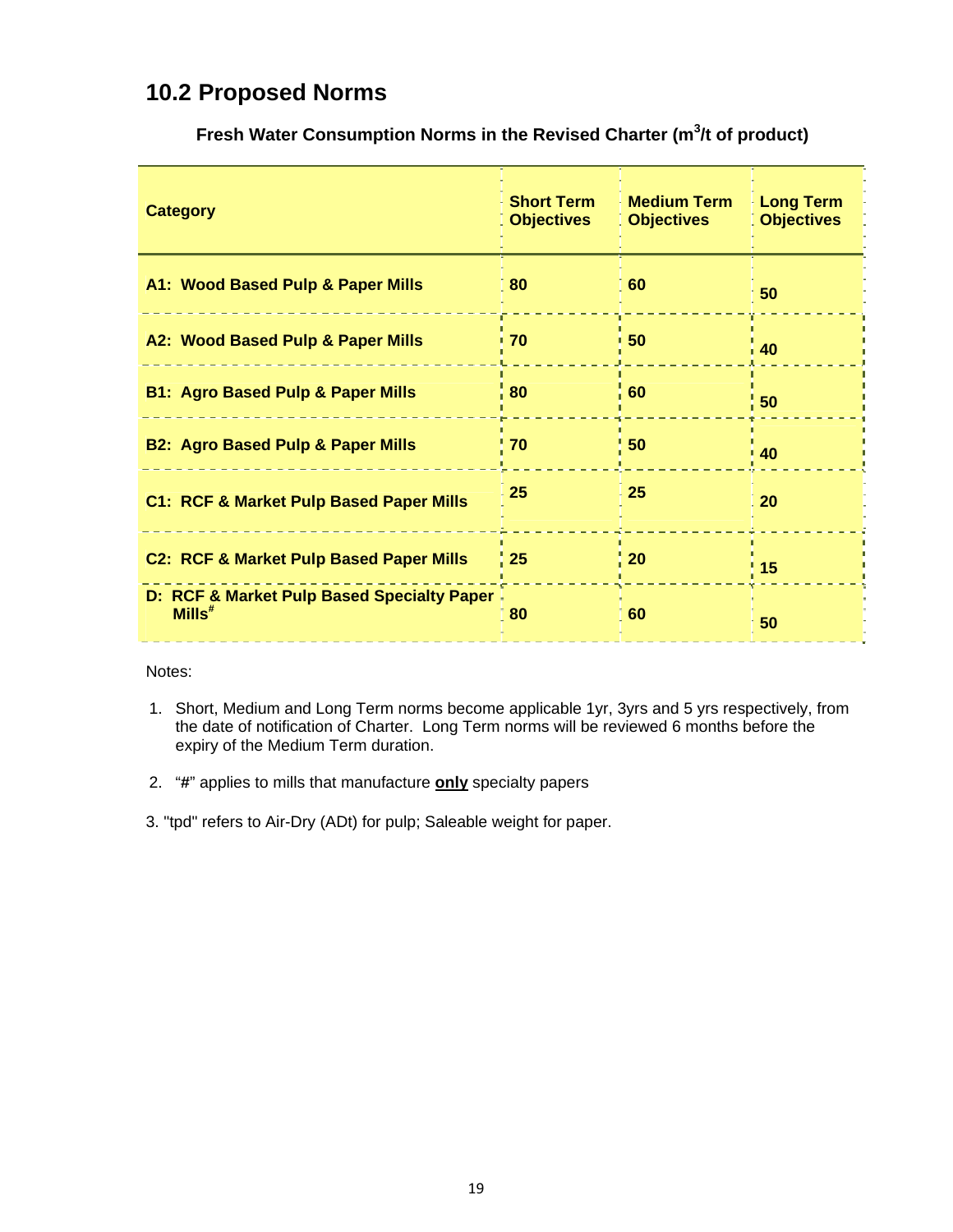## 10.2 Proposed Norms

**Fresh Water Consumption Norms in the Revised Charter ($m^3$/t of product)**

| Category | Short Term Objectives | Medium Term Objectives | Long Term Objectives |
|---|---|---|---|
| **A1: Wood Based Pulp & Paper Mills** | **80** | **60** | **50** |
| **A2: Wood Based Pulp & Paper Mills** | **70** | **50** | **40** |
| **B1: Agro Based Pulp & Paper Mills** | **80** | **60** | **50** |
| **B2: Agro Based Pulp & Paper Mills** | **70** | **50** | **40** |
| **C1: RCF & Market Pulp Based Paper Mills** | **25** | **25** | **20** |
| **C2: RCF & Market Pulp Based Paper Mills** | **25** | **20** | **15** |
| **D: RCF & Market Pulp Based Specialty Paper Mills#** | **80** | **60** | **50** |

Notes:

1. Short, Medium and Long Term norms become applicable 1yr, 3yrs and 5 yrs respectively, from the date of notification of Charter. Long Term norms will be reviewed 6 months before the expiry of the Medium Term duration.

2. "**#**" applies to mills that manufacture **only** specialty papers

3. "tpd" refers to Air-Dry (ADt) for pulp; Saleable weight for paper.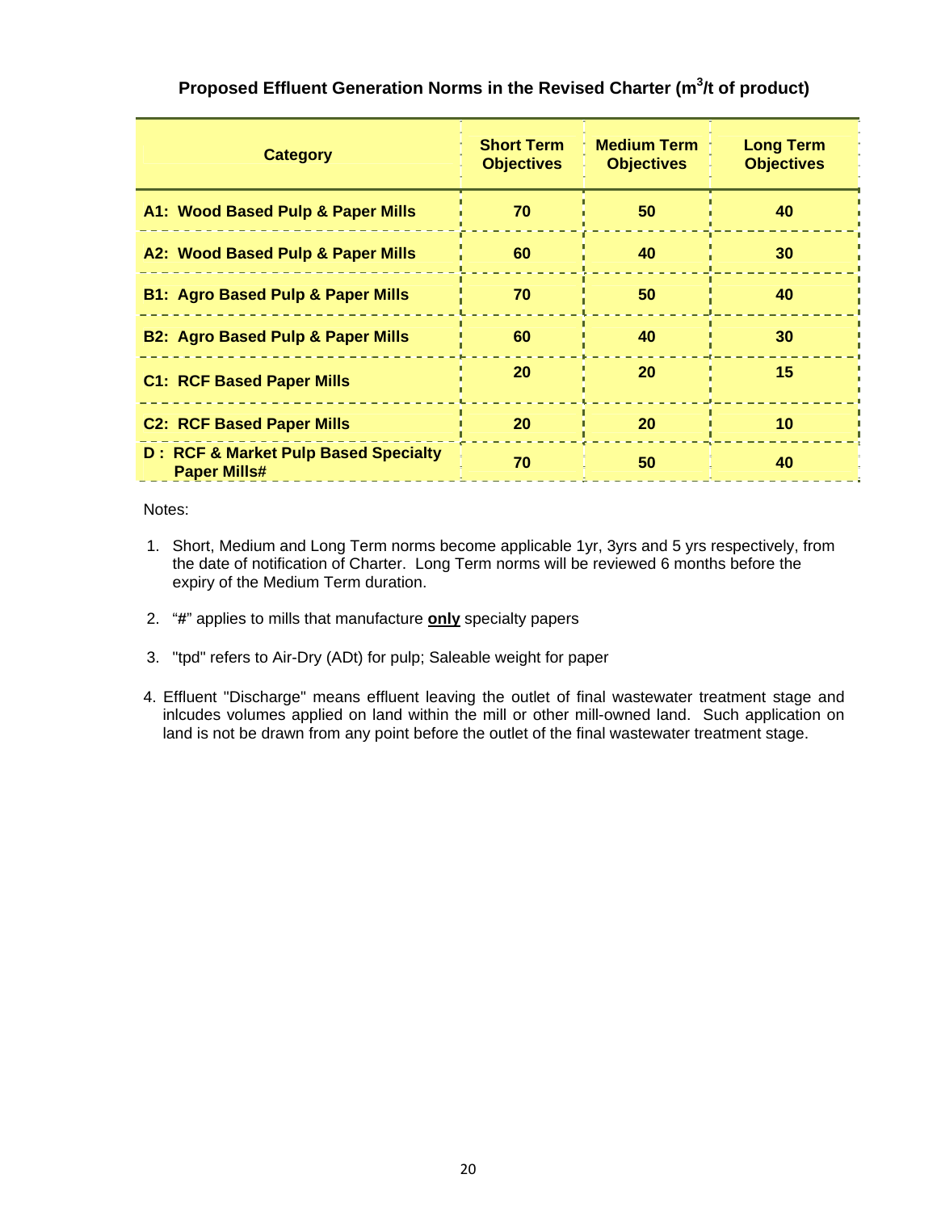### Proposed Effluent Generation Norms in the Revised Charter ($m^3$/t of product)

| Category | Short Term Objectives | Medium Term Objectives | Long Term Objectives |
|---|---|---|---|
| **A1: Wood Based Pulp & Paper Mills** | **70** | **50** | **40** |
| **A2: Wood Based Pulp & Paper Mills** | **60** | **40** | **30** |
| **B1: Agro Based Pulp & Paper Mills** | **70** | **50** | **40** |
| **B2: Agro Based Pulp & Paper Mills** | **60** | **40** | **30** |
| **C1: RCF Based Paper Mills** | **20** | **20** | **15** |
| **C2: RCF Based Paper Mills** | **20** | **20** | **10** |
| **D : RCF & Market Pulp Based Specialty Paper Mills#** | **70** | **50** | **40** |

Notes:

1. Short, Medium and Long Term norms become applicable 1yr, 3yrs and 5 yrs respectively, from the date of notification of Charter. Long Term norms will be reviewed 6 months before the expiry of the Medium Term duration.
2. "**#**" applies to mills that manufacture **only** specialty papers
3. "tpd" refers to Air-Dry (ADt) for pulp; Saleable weight for paper
4. Effluent "Discharge" means effluent leaving the outlet of final wastewater treatment stage and inlcudes volumes applied on land within the mill or other mill-owned land. Such application on land is not be drawn from any point before the outlet of the final wastewater treatment stage.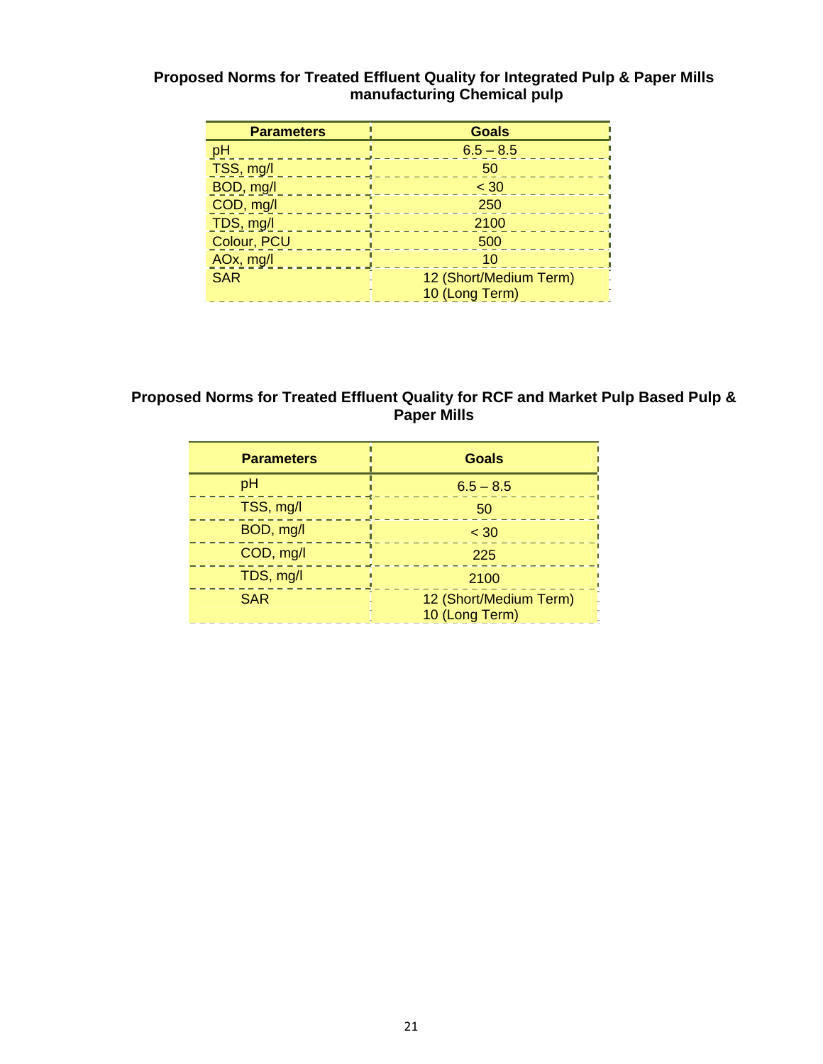**Proposed Norms for Treated Effluent Quality for Integrated Pulp & Paper Mills manufacturing Chemical pulp**

| Parameters | Goals |
| --- | --- |
| pH | 6.5 – 8.5 |
| TSS, mg/l | 50 |
| BOD, mg/l | < 30 |
| COD, mg/l | 250 |
| TDS, mg/l | 2100 |
| Colour, PCU | 500 |
| AOx, mg/l | 10 |
| SAR | 12 (Short/Medium Term)<br>10 (Long Term) |

**Proposed Norms for Treated Effluent Quality for RCF and Market Pulp Based Pulp & Paper Mills**

| Parameters | Goals |
| --- | --- |
| pH | 6.5 – 8.5 |
| TSS, mg/l | 50 |
| BOD, mg/l | < 30 |
| COD, mg/l | 225 |
| TDS, mg/l | 2100 |
| SAR | 12 (Short/Medium Term)<br>10 (Long Term) |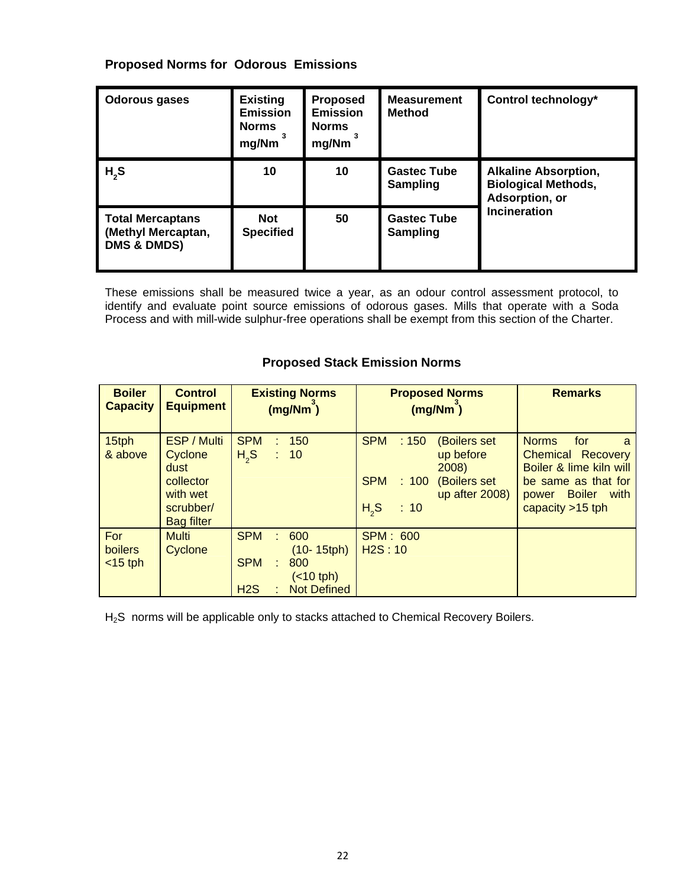### Proposed Norms for Odorous Emissions

| Odorous gases | Existing Emission Norms $mg/Nm^3$ | Proposed Emission Norms $mg/Nm^3$ | Measurement Method | Control technology* |
|---|---|---|---|---|
| $H_2S$ | 10 | 10 | Gastec Tube Sampling | Alkaline Absorption, Biological Methods, Adsorption, or Incineration |
| Total Mercaptans (Methyl Mercaptan, DMS & DMDS) | Not Specified | 50 | Gastec Tube Sampling | |

These emissions shall be measured twice a year, as an odour control assessment protocol, to identify and evaluate point source emissions of odorous gases. Mills that operate with a Soda Process and with mill-wide sulphur-free operations shall be exempt from this section of the Charter.

### Proposed Stack Emission Norms

| Boiler Capacity | Control Equipment | Existing Norms ($mg/Nm^3$) | Proposed Norms ($mg/Nm^3$) | Remarks |
|---|---|---|---|---|
| 15tph & above | ESP / Multi Cyclone dust collector with wet scrubber/ Bag filter | SPM : 150<br>$H_2S$ : 10 | SPM : 150 (Boilers set up before 2008)<br>SPM : 100 (Boilers set up after 2008)<br>$H_2S$ : 10 | Norms for a Chemical Recovery Boiler & lime kiln will be same as that for power Boiler with capacity >15 tph |
| For boilers <15 tph | Multi Cyclone | SPM : 600 (10- 15tph)<br>SPM : 800 (<10 tph)<br>H2S : Not Defined | SPM : 600<br>H2S : 10 | |

$H_2S$ norms will be applicable only to stacks attached to Chemical Recovery Boilers.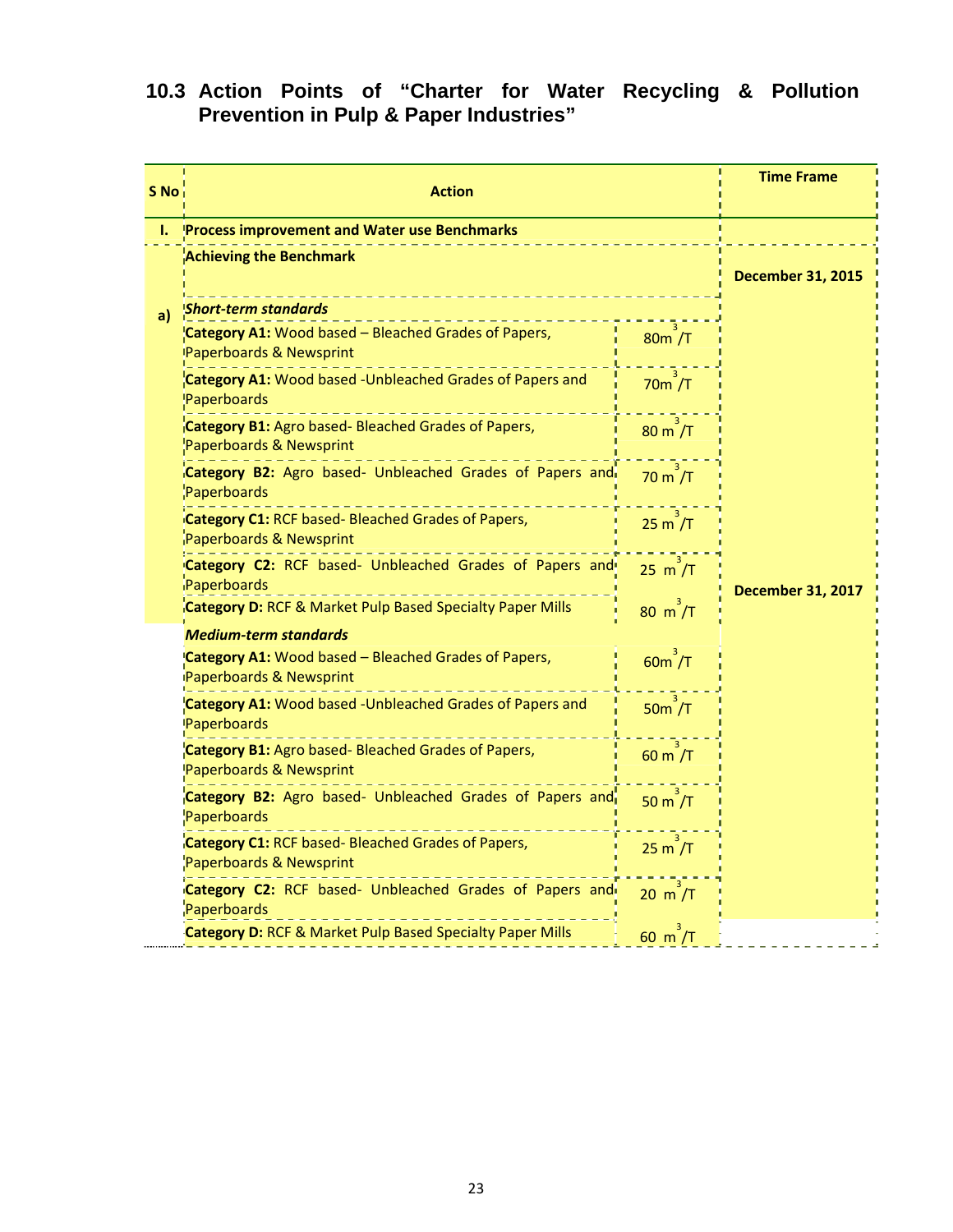## 10.3 Action Points of "Charter for Water Recycling & Pollution Prevention in Pulp & Paper Industries"

| S No | Action | | Time Frame |
|---|---|---|---|
| I. | **Process improvement and Water use Benchmarks** | | |
| a) | **Achieving the Benchmark** | | **December 31, 2015** |
| | ***Short-term standards*** | | |
| | **Category A1:** Wood based – Bleached Grades of Papers, Paperboards & Newsprint | $80 m^3/T$ | |
| | **Category A1:** Wood based -Unbleached Grades of Papers and Paperboards | $70 m^3/T$ | |
| | **Category B1:** Agro based- Bleached Grades of Papers, Paperboards & Newsprint | $80 m^3/T$ | |
| | **Category B2:** Agro based- Unbleached Grades of Papers and Paperboards | $70 m^3/T$ | |
| | **Category C1:** RCF based- Bleached Grades of Papers, Paperboards & Newsprint | $25 m^3/T$ | |
| | **Category C2:** RCF based- Unbleached Grades of Papers and Paperboards | $25 m^3/T$ | **December 31, 2017** |
| | **Category D:** RCF & Market Pulp Based Specialty Paper Mills | $80 m^3/T$ | |
| | ***Medium-term standards*** | | |
| | **Category A1:** Wood based – Bleached Grades of Papers, Paperboards & Newsprint | $60 m^3/T$ | |
| | **Category A1:** Wood based -Unbleached Grades of Papers and Paperboards | $50 m^3/T$ | |
| | **Category B1:** Agro based- Bleached Grades of Papers, Paperboards & Newsprint | $60 m^3/T$ | |
| | **Category B2:** Agro based- Unbleached Grades of Papers and Paperboards | $50 m^3/T$ | |
| | **Category C1:** RCF based- Bleached Grades of Papers, Paperboards & Newsprint | $25 m^3/T$ | |
| | **Category C2:** RCF based- Unbleached Grades of Papers and Paperboards | $20 m^3/T$ | |
| | **Category D:** RCF & Market Pulp Based Specialty Paper Mills | $60 m^3/T$ | |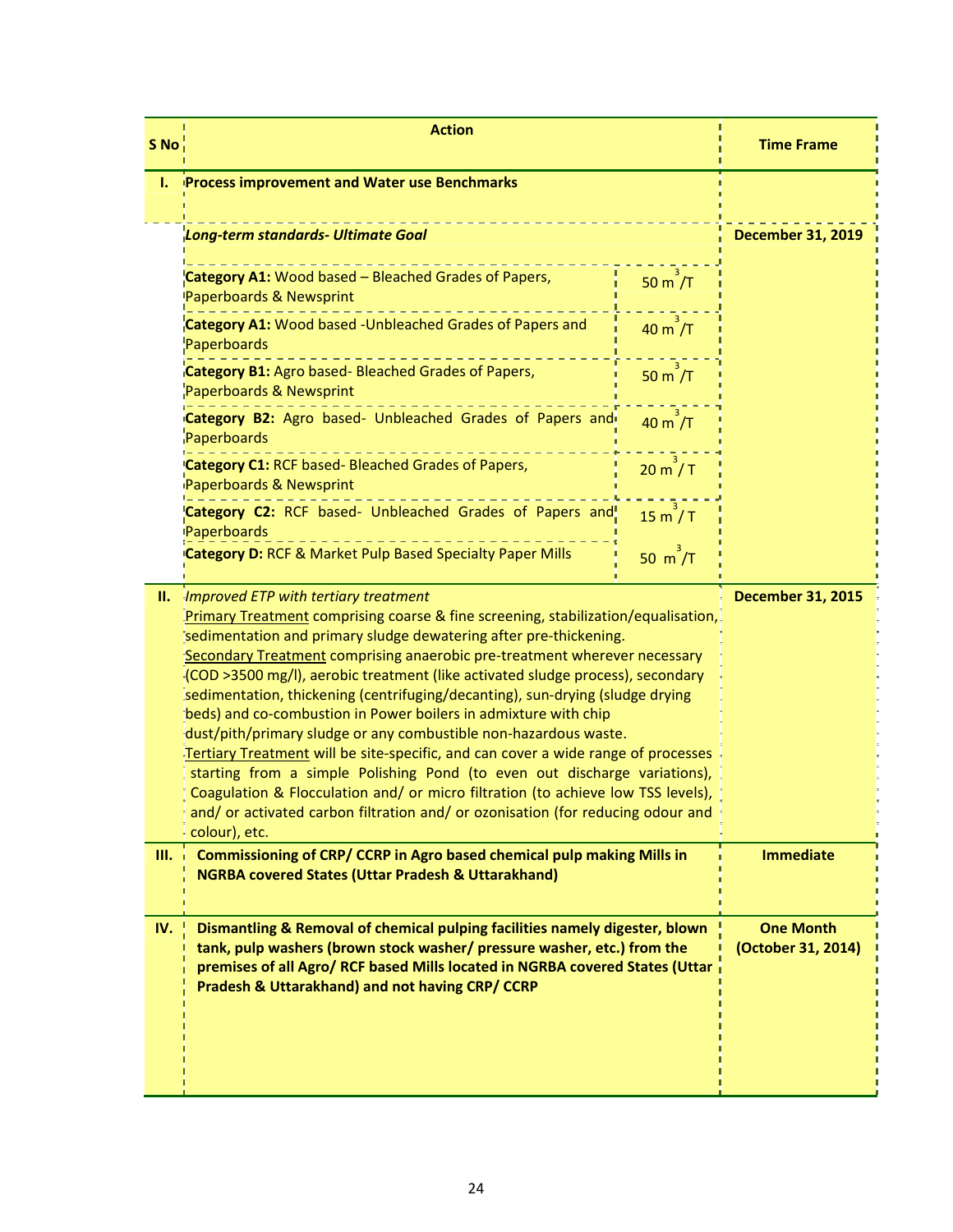| S No | Action | | Time Frame |
|---|---|---|---|
| **I.** | **Process improvement and Water use Benchmarks** | | |
| | ***Long-term standards- Ultimate Goal*** | | **December 31, 2019** |
| | **Category A1:** Wood based – Bleached Grades of Papers, Paperboards & Newsprint | 50 $m^3$/T | |
| | **Category A1:** Wood based -Unbleached Grades of Papers and Paperboards | 40 $m^3$/T | |
| | **Category B1:** Agro based- Bleached Grades of Papers, Paperboards & Newsprint | 50 $m^3$/T | |
| | **Category B2:** Agro based- Unbleached Grades of Papers and Paperboards | 40 $m^3$/T | |
| | **Category C1:** RCF based- Bleached Grades of Papers, Paperboards & Newsprint | 20 $m^3$ / T | |
| | **Category C2:** RCF based- Unbleached Grades of Papers and Paperboards | 15 $m^3$ / T | |
| | **Category D:** RCF & Market Pulp Based Specialty Paper Mills | 50 $m^3$/T | |
| **II.** | *Improved ETP with tertiary treatment*<br>Primary Treatment comprising coarse & fine screening, stabilization/equalisation, sedimentation and primary sludge dewatering after pre-thickening.<br>Secondary Treatment comprising anaerobic pre-treatment wherever necessary (COD >3500 mg/l), aerobic treatment (like activated sludge process), secondary sedimentation, thickening (centrifuging/decanting), sun-drying (sludge drying beds) and co-combustion in Power boilers in admixture with chip dust/pith/primary sludge or any combustible non-hazardous waste.<br>Tertiary Treatment will be site-specific, and can cover a wide range of processes starting from a simple Polishing Pond (to even out discharge variations), Coagulation & Flocculation and/ or micro filtration (to achieve low TSS levels), and/ or activated carbon filtration and/ or ozonisation (for reducing odour and colour), etc. | | **December 31, 2015** |
| **III.** | **Commissioning of CRP/ CCRP in Agro based chemical pulp making Mills in NGRBA covered States (Uttar Pradesh & Uttarakhand)** | | **Immediate** |
| **IV.** | **Dismantling & Removal of chemical pulping facilities namely digester, blown tank, pulp washers (brown stock washer/ pressure washer, etc.) from the premises of all Agro/ RCF based Mills located in NGRBA covered States (Uttar Pradesh & Uttarakhand) and not having CRP/ CCRP** | | **One Month (October 31, 2014)** |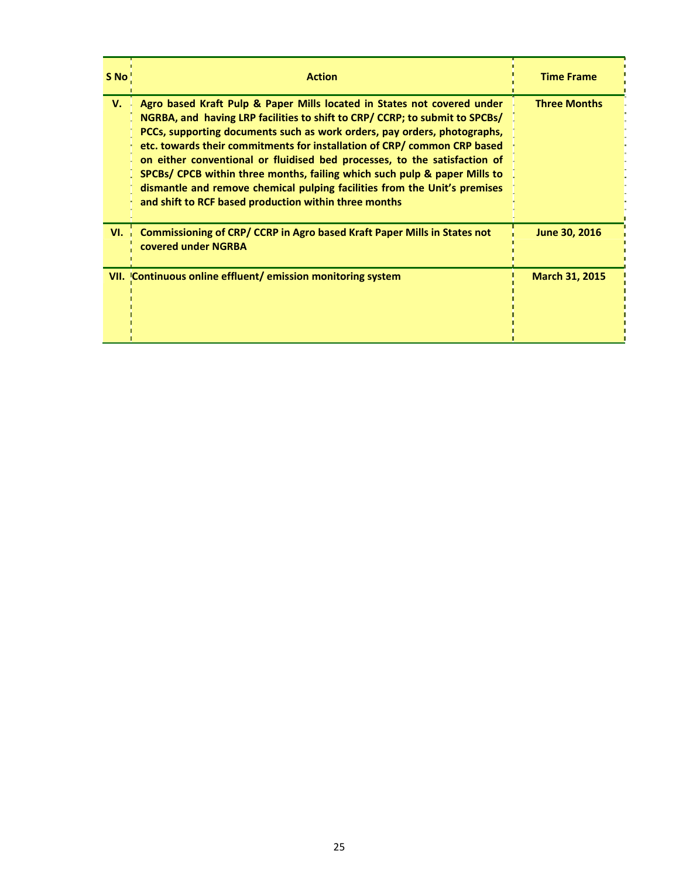| S No | Action | Time Frame |
|---|---|---|
| **V.** | **Agro based Kraft Pulp & Paper Mills located in States not covered under NGRBA, and having LRP facilities to shift to CRP/ CCRP; to submit to SPCBs/ PCCs, supporting documents such as work orders, pay orders, photographs, etc. towards their commitments for installation of CRP/ common CRP based on either conventional or fluidised bed processes, to the satisfaction of SPCBs/ CPCB within three months, failing which such pulp & paper Mills to dismantle and remove chemical pulping facilities from the Unit's premises and shift to RCF based production within three months** | **Three Months** |
| **VI.** | **Commissioning of CRP/ CCRP in Agro based Kraft Paper Mills in States not covered under NGRBA** | **June 30, 2016** |
| **VII.** | **Continuous online effluent/ emission monitoring system** | **March 31, 2015** |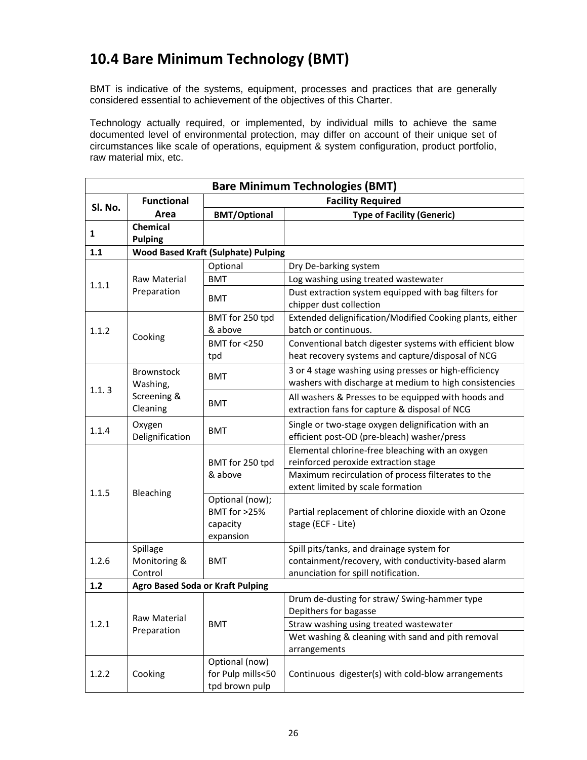## 10.4 Bare Minimum Technology (BMT)

BMT is indicative of the systems, equipment, processes and practices that are generally considered essential to achievement of the objectives of this Charter.

Technology actually required, or implemented, by individual mills to achieve the same documented level of environmental protection, may differ on account of their unique set of circumstances like scale of operations, equipment & system configuration, product portfolio, raw material mix, etc.

| Bare Minimum Technologies (BMT) | | | |
|---|---|---|---|
| **Sl. No.** | **Functional Area** | **Facility Required** | |
| | | **BMT/Optional** | **Type of Facility (Generic)** |
| **1** | **Chemical Pulping** | | |
| **1.1** | **Wood Based Kraft (Sulphate) Pulping** | | |
| 1.1.1 | Raw Material Preparation | Optional | Dry De-barking system |
| | | BMT | Log washing using treated wastewater |
| | | BMT | Dust extraction system equipped with bag filters for chipper dust collection |
| 1.1.2 | Cooking | BMT for 250 tpd & above | Extended delignification/Modified Cooking plants, either batch or continuous. |
| | | BMT for <250 tpd | Conventional batch digester systems with efficient blow heat recovery systems and capture/disposal of NCG |
| 1.1. 3 | Brownstock Washing, Screening & Cleaning | BMT | 3 or 4 stage washing using presses or high-efficiency washers with discharge at medium to high consistencies |
| | | BMT | All washers & Presses to be equipped with hoods and extraction fans for capture & disposal of NCG |
| 1.1.4 | Oxygen Delignification | BMT | Single or two-stage oxygen delignification with an efficient post-OD (pre-bleach) washer/press |
| 1.1.5 | Bleaching | BMT for 250 tpd & above | Elemental chlorine-free bleaching with an oxygen reinforced peroxide extraction stage |
| | | | Maximum recirculation of process filterates to the extent limited by scale formation |
| | | Optional (now); BMT for >25% capacity expansion | Partial replacement of chlorine dioxide with an Ozone stage (ECF - Lite) |
| 1.2.6 | Spillage Monitoring & Control | BMT | Spill pits/tanks, and drainage system for containment/recovery, with conductivity-based alarm anunciation for spill notification. |
| **1.2** | **Agro Based Soda or Kraft Pulping** | | |
| 1.2.1 | Raw Material Preparation | BMT | Drum de-dusting for straw/ Swing-hammer type Depithers for bagasse |
| | | | Straw washing using treated wastewater |
| | | | Wet washing & cleaning with sand and pith removal arrangements |
| 1.2.2 | Cooking | Optional (now) for Pulp mills<50 tpd brown pulp | Continuous digester(s) with cold-blow arrangements |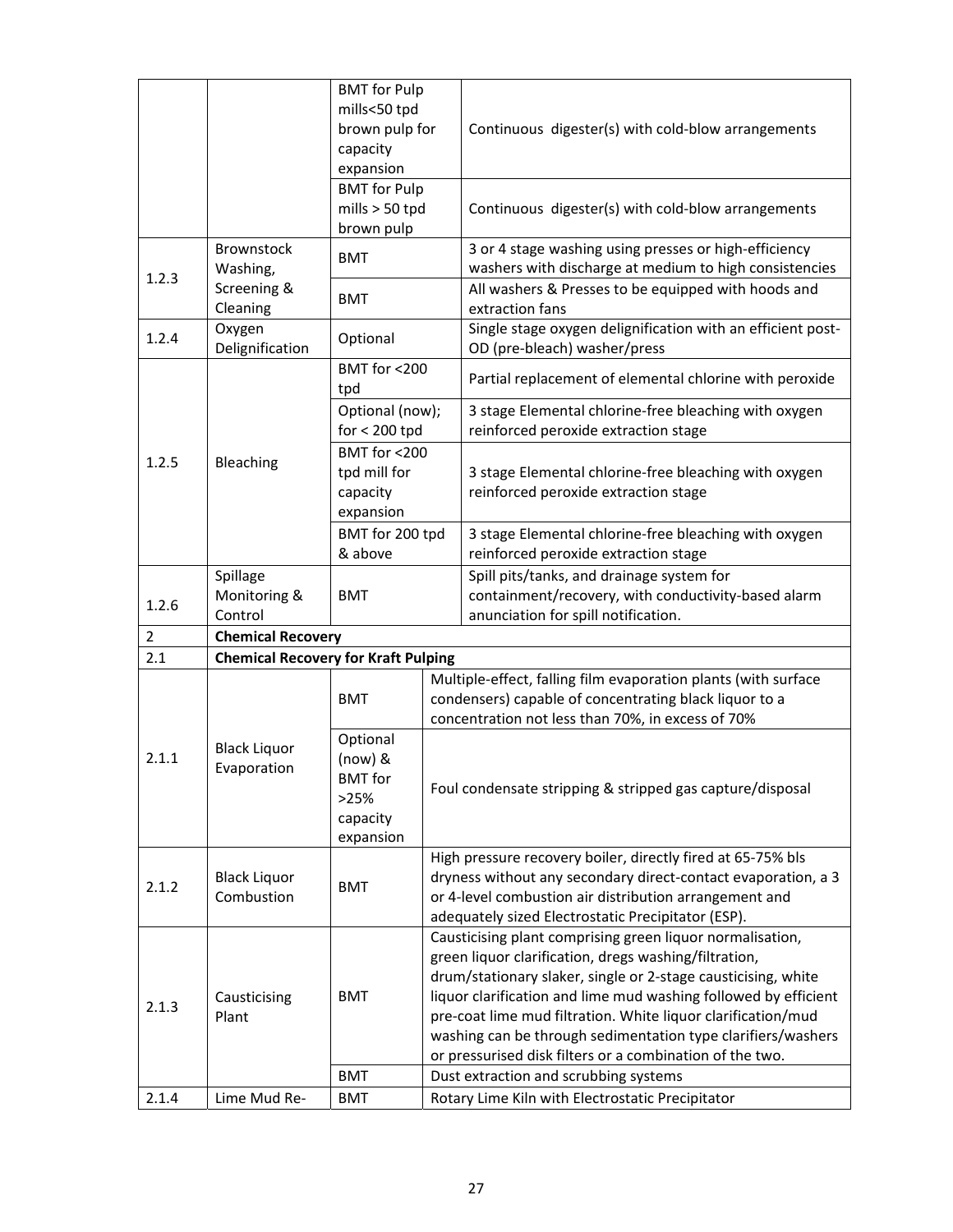| | | | |
|---|---|---|---|
| | | BMT for Pulp mills<50 tpd brown pulp for capacity expansion | Continuous digester(s) with cold-blow arrangements |
| | | BMT for Pulp mills > 50 tpd brown pulp | Continuous digester(s) with cold-blow arrangements |
| 1.2.3 | Brownstock Washing, Screening & Cleaning | BMT | 3 or 4 stage washing using presses or high-efficiency washers with discharge at medium to high consistencies |
| | | BMT | All washers & Presses to be equipped with hoods and extraction fans |
| 1.2.4 | Oxygen Delignification | Optional | Single stage oxygen delignification with an efficient post-OD (pre-bleach) washer/press |
| 1.2.5 | Bleaching | BMT for <200 tpd | Partial replacement of elemental chlorine with peroxide |
| | | Optional (now); for < 200 tpd | 3 stage Elemental chlorine-free bleaching with oxygen reinforced peroxide extraction stage |
| | | BMT for <200 tpd mill for capacity expansion | 3 stage Elemental chlorine-free bleaching with oxygen reinforced peroxide extraction stage |
| | | BMT for 200 tpd & above | 3 stage Elemental chlorine-free bleaching with oxygen reinforced peroxide extraction stage |
| 1.2.6 | Spillage Monitoring & Control | BMT | Spill pits/tanks, and drainage system for containment/recovery, with conductivity-based alarm anunciation for spill notification. |
| 2 | **Chemical Recovery** | | |
| 2.1 | **Chemical Recovery for Kraft Pulping** | | |
| 2.1.1 | Black Liquor Evaporation | BMT | Multiple-effect, falling film evaporation plants (with surface condensers) capable of concentrating black liquor to a concentration not less than 70%, in excess of 70% |
| | | Optional (now) & BMT for >25% capacity expansion | Foul condensate stripping & stripped gas capture/disposal |
| 2.1.2 | Black Liquor Combustion | BMT | High pressure recovery boiler, directly fired at 65-75% bls dryness without any secondary direct-contact evaporation, a 3 or 4-level combustion air distribution arrangement and adequately sized Electrostatic Precipitator (ESP). |
| 2.1.3 | Causticising Plant | BMT | Causticising plant comprising green liquor normalisation, green liquor clarification, dregs washing/filtration, drum/stationary slaker, single or 2-stage causticising, white liquor clarification and lime mud washing followed by efficient pre-coat lime mud filtration. White liquor clarification/mud washing can be through sedimentation type clarifiers/washers or pressurised disk filters or a combination of the two. |
| | | BMT | Dust extraction and scrubbing systems |
| 2.1.4 | Lime Mud Re- | BMT | Rotary Lime Kiln with Electrostatic Precipitator |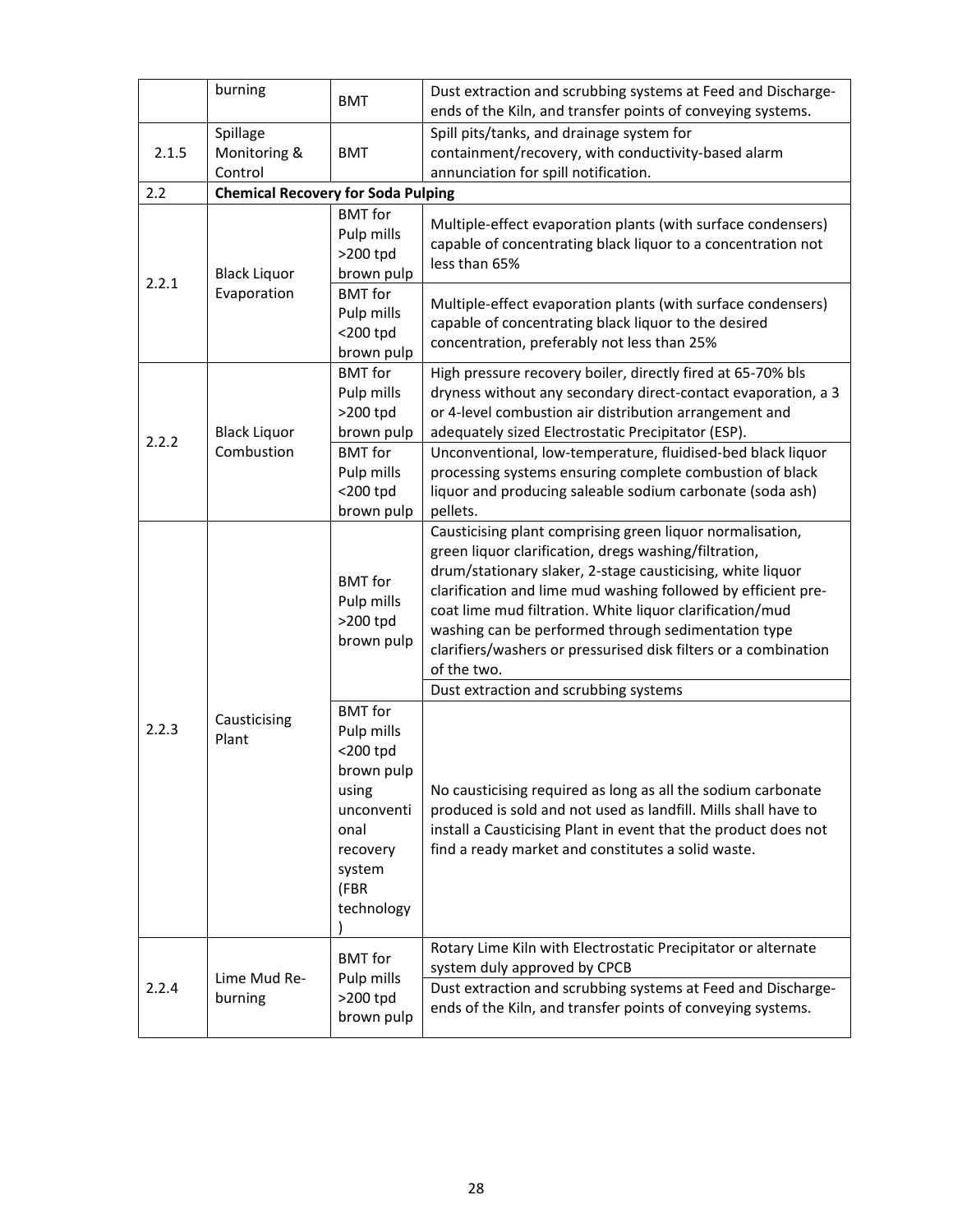|  |  |  |  |
|---|---|---|---|
|  | burning | BMT | Dust extraction and scrubbing systems at Feed and Discharge-ends of the Kiln, and transfer points of conveying systems. |
| 2.1.5 | Spillage Monitoring & Control | BMT | Spill pits/tanks, and drainage system for containment/recovery, with conductivity-based alarm annunciation for spill notification. |
| 2.2 | **Chemical Recovery for Soda Pulping** | | |
| 2.2.1 | Black Liquor Evaporation | BMT for Pulp mills >200 tpd brown pulp | Multiple-effect evaporation plants (with surface condensers) capable of concentrating black liquor to a concentration not less than 65% |
|  |  | BMT for Pulp mills <200 tpd brown pulp | Multiple-effect evaporation plants (with surface condensers) capable of concentrating black liquor to the desired concentration, preferably not less than 25% |
| 2.2.2 | Black Liquor Combustion | BMT for Pulp mills >200 tpd brown pulp | High pressure recovery boiler, directly fired at 65-70% bls dryness without any secondary direct-contact evaporation, a 3 or 4-level combustion air distribution arrangement and adequately sized Electrostatic Precipitator (ESP). |
|  |  | BMT for Pulp mills <200 tpd brown pulp | Unconventional, low-temperature, fluidised-bed black liquor processing systems ensuring complete combustion of black liquor and producing saleable sodium carbonate (soda ash) pellets. |
| 2.2.3 | Causticising Plant | BMT for Pulp mills >200 tpd brown pulp | Causticising plant comprising green liquor normalisation, green liquor clarification, dregs washing/filtration, drum/stationary slaker, 2-stage causticising, white liquor clarification and lime mud washing followed by efficient pre-coat lime mud filtration. White liquor clarification/mud washing can be performed through sedimentation type clarifiers/washers or pressurised disk filters or a combination of the two. |
|  |  |  | Dust extraction and scrubbing systems |
|  |  | BMT for Pulp mills <200 tpd brown pulp using unconventional recovery system (FBR technology) | No causticising required as long as all the sodium carbonate produced is sold and not used as landfill. Mills shall have to install a Causticising Plant in event that the product does not find a ready market and constitutes a solid waste. |
| 2.2.4 | Lime Mud Re-burning | BMT for Pulp mills >200 tpd brown pulp | Rotary Lime Kiln with Electrostatic Precipitator or alternate system duly approved by CPCB |
|  |  |  | Dust extraction and scrubbing systems at Feed and Discharge-ends of the Kiln, and transfer points of conveying systems. |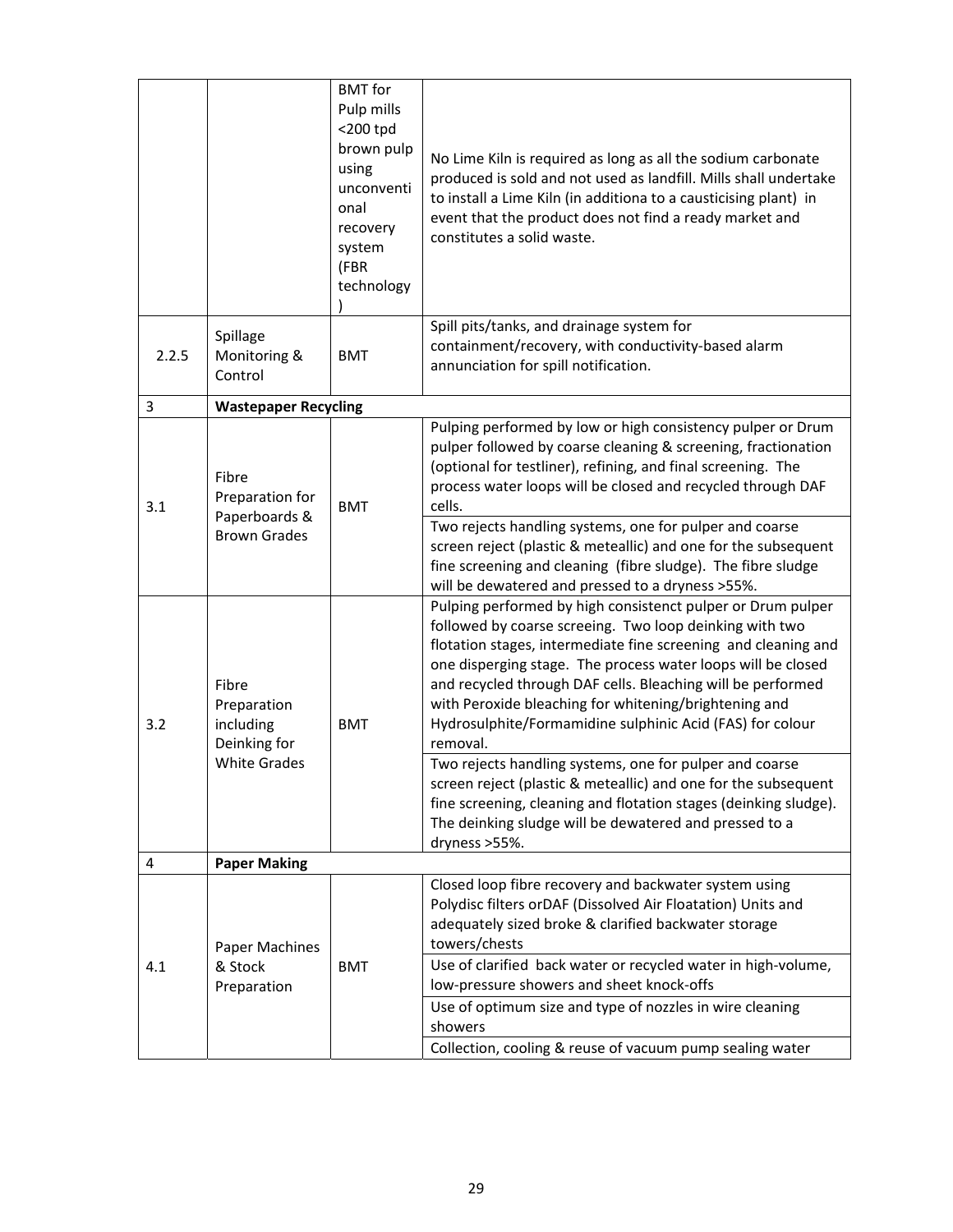|  |  |  |  |
|---|---|---|---|
|  |  | BMT for Pulp mills <200 tpd brown pulp using unconventional recovery system (FBR technology) | No Lime Kiln is required as long as all the sodium carbonate produced is sold and not used as landfill. Mills shall undertake to install a Lime Kiln (in additiona to a causticising plant) in event that the product does not find a ready market and constitutes a solid waste. |
| 2.2.5 | Spillage Monitoring & Control | BMT | Spill pits/tanks, and drainage system for containment/recovery, with conductivity-based alarm annunciation for spill notification. |
| 3 | **Wastepaper Recycling** |  |  |
| 3.1 | Fibre Preparation for Paperboards & Brown Grades | BMT | Pulping performed by low or high consistency pulper or Drum pulper followed by coarse cleaning & screening, fractionation (optional for testliner), refining, and final screening. The process water loops will be closed and recycled through DAF cells. |
|  |  |  | Two rejects handling systems, one for pulper and coarse screen reject (plastic & meteallic) and one for the subsequent fine screening and cleaning (fibre sludge). The fibre sludge will be dewatered and pressed to a dryness >55%. |
| 3.2 | Fibre Preparation including Deinking for White Grades | BMT | Pulping performed by high consistenct pulper or Drum pulper followed by coarse screeing. Two loop deinking with two flotation stages, intermediate fine screening and cleaning and one disperging stage. The process water loops will be closed and recycled through DAF cells. Bleaching will be performed with Peroxide bleaching for whitening/brightening and Hydrosulphite/Formamidine sulphinic Acid (FAS) for colour removal. |
|  |  |  | Two rejects handling systems, one for pulper and coarse screen reject (plastic & meteallic) and one for the subsequent fine screening, cleaning and flotation stages (deinking sludge). The deinking sludge will be dewatered and pressed to a dryness >55%. |
| 4 | **Paper Making** |  |  |
| 4.1 | Paper Machines & Stock Preparation | BMT | Closed loop fibre recovery and backwater system using Polydisc filters orDAF (Dissolved Air Floatation) Units and adequately sized broke & clarified backwater storage towers/chests |
|  |  |  | Use of clarified back water or recycled water in high-volume, low-pressure showers and sheet knock-offs |
|  |  |  | Use of optimum size and type of nozzles in wire cleaning showers |
|  |  |  | Collection, cooling & reuse of vacuum pump sealing water |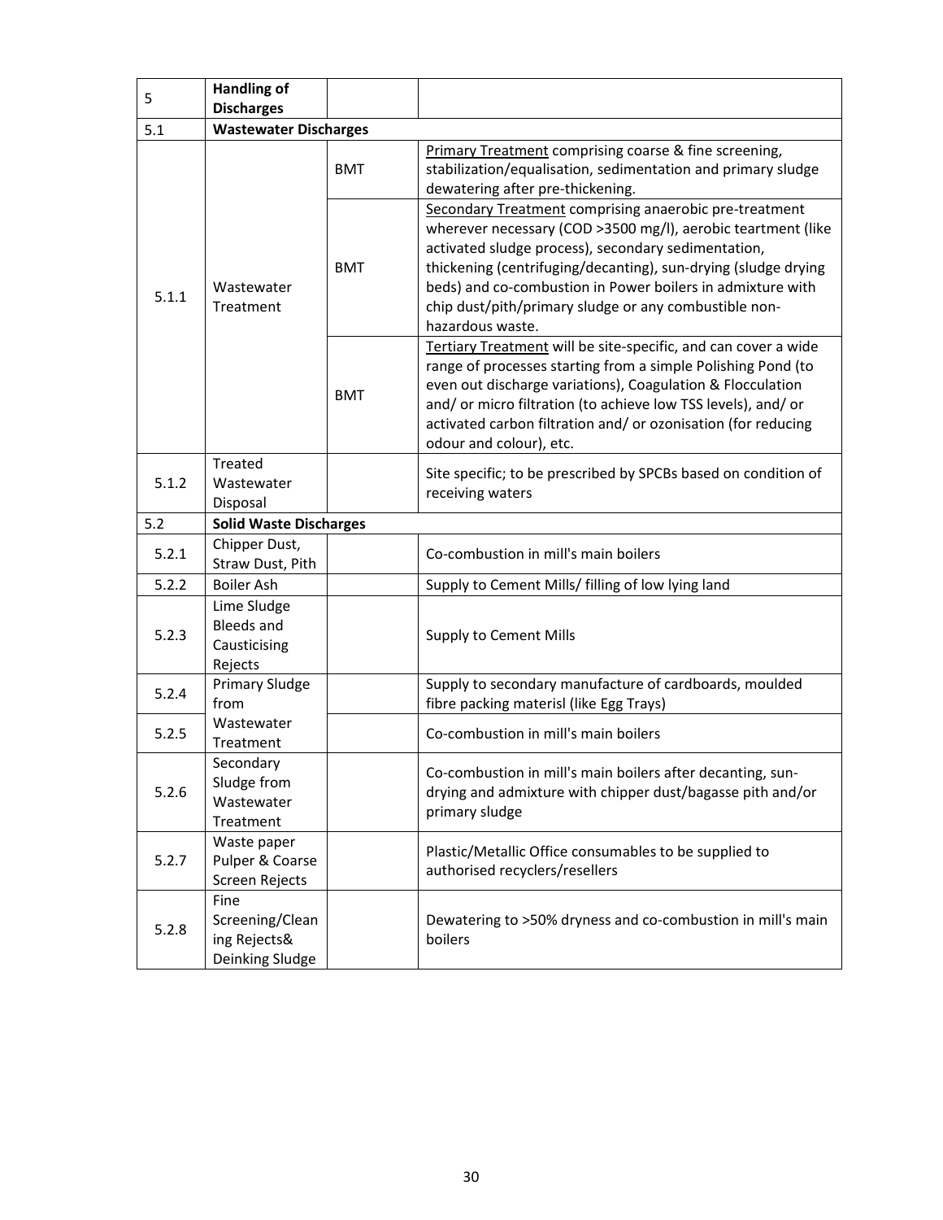| 5 | **Handling of Discharges** | | |
|---|---|---|---|
| 5.1 | **Wastewater Discharges** | | |
| 5.1.1 | Wastewater Treatment | BMT | Primary Treatment comprising coarse & fine screening, stabilization/equalisation, sedimentation and primary sludge dewatering after pre-thickening. |
| | | BMT | Secondary Treatment comprising anaerobic pre-treatment wherever necessary (COD >3500 mg/l), aerobic teartment (like activated sludge process), secondary sedimentation, thickening (centrifuging/decanting), sun-drying (sludge drying beds) and co-combustion in Power boilers in admixture with chip dust/pith/primary sludge or any combustible non-hazardous waste. |
| | | BMT | Tertiary Treatment will be site-specific, and can cover a wide range of processes starting from a simple Polishing Pond (to even out discharge variations), Coagulation & Flocculation and/ or micro filtration (to achieve low TSS levels), and/ or activated carbon filtration and/ or ozonisation (for reducing odour and colour), etc. |
| 5.1.2 | Treated Wastewater Disposal | | Site specific; to be prescribed by SPCBs based on condition of receiving waters |
| 5.2 | **Solid Waste Discharges** | | |
| 5.2.1 | Chipper Dust, Straw Dust, Pith | | Co-combustion in mill's main boilers |
| 5.2.2 | Boiler Ash | | Supply to Cement Mills/ filling of low lying land |
| 5.2.3 | Lime Sludge Bleeds and Causticising Rejects | | Supply to Cement Mills |
| 5.2.4 | Primary Sludge from Wastewater Treatment | | Supply to secondary manufacture of cardboards, moulded fibre packing materisl (like Egg Trays) |
| 5.2.5 | | | Co-combustion in mill's main boilers |
| 5.2.6 | Secondary Sludge from Wastewater Treatment | | Co-combustion in mill's main boilers after decanting, sun-drying and admixture with chipper dust/bagasse pith and/or primary sludge |
| 5.2.7 | Waste paper Pulper & Coarse Screen Rejects | | Plastic/Metallic Office consumables to be supplied to authorised recyclers/resellers |
| 5.2.8 | Fine Screening/Cleaning Rejects& Deinking Sludge | | Dewatering to >50% dryness and co-combustion in mill's main boilers |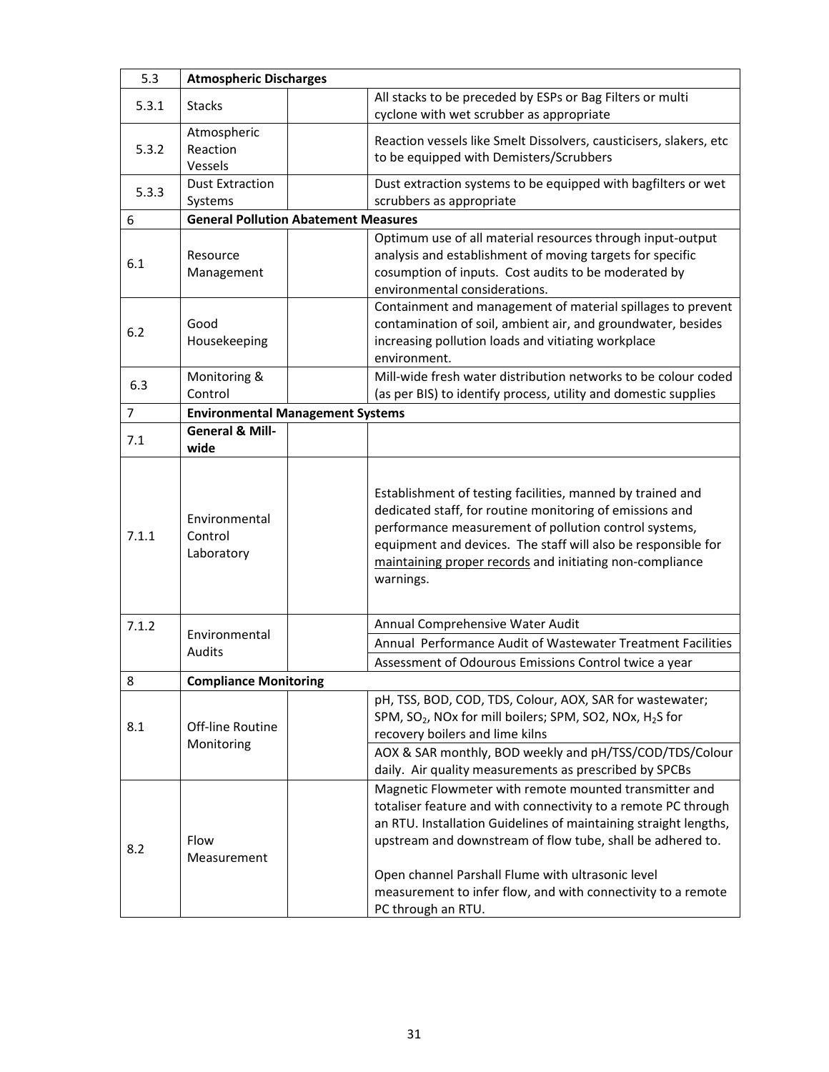| 5.3 | **Atmospheric Discharges** | | |
|---|---|---|---|
| 5.3.1 | Stacks | | All stacks to be preceded by ESPs or Bag Filters or multi cyclone with wet scrubber as appropriate |
| 5.3.2 | Atmospheric Reaction Vessels | | Reaction vessels like Smelt Dissolvers, causticisers, slakers, etc to be equipped with Demisters/Scrubbers |
| 5.3.3 | Dust Extraction Systems | | Dust extraction systems to be equipped with bagfilters or wet scrubbers as appropriate |
| 6 | **General Pollution Abatement Measures** | | |
| 6.1 | Resource Management | | Optimum use of all material resources through input-output analysis and establishment of moving targets for specific cosumption of inputs. Cost audits to be moderated by environmental considerations. |
| 6.2 | Good Housekeeping | | Containment and management of material spillages to prevent contamination of soil, ambient air, and groundwater, besides increasing pollution loads and vitiating workplace environment. |
| 6.3 | Monitoring & Control | | Mill-wide fresh water distribution networks to be colour coded (as per BIS) to identify process, utility and domestic supplies |
| 7 | **Environmental Management Systems** | | |
| 7.1 | **General & Mill-wide** | | |
| 7.1.1 | Environmental Control Laboratory | | Establishment of testing facilities, manned by trained and dedicated staff, for routine monitoring of emissions and performance measurement of pollution control systems, equipment and devices. The staff will also be responsible for maintaining proper records and initiating non-compliance warnings. |
| 7.1.2 | Environmental Audits | | Annual Comprehensive Water Audit |
| | | | Annual Performance Audit of Wastewater Treatment Facilities |
| | | | Assessment of Odourous Emissions Control twice a year |
| 8 | **Compliance Monitoring** | | |
| 8.1 | Off-line Routine Monitoring | | pH, TSS, BOD, COD, TDS, Colour, AOX, SAR for wastewater; SPM, $SO_2$, NOx for mill boilers; SPM, SO2, NOx, $H_2S$ for recovery boilers and lime kilns |
| | | | AOX & SAR monthly, BOD weekly and pH/TSS/COD/TDS/Colour daily. Air quality measurements as prescribed by SPCBs |
| 8.2 | Flow Measurement | | Magnetic Flowmeter with remote mounted transmitter and totaliser feature and with connectivity to a remote PC through an RTU. Installation Guidelines of maintaining straight lengths, upstream and downstream of flow tube, shall be adhered to.<br><br>Open channel Parshall Flume with ultrasonic level measurement to infer flow, and with connectivity to a remote PC through an RTU. |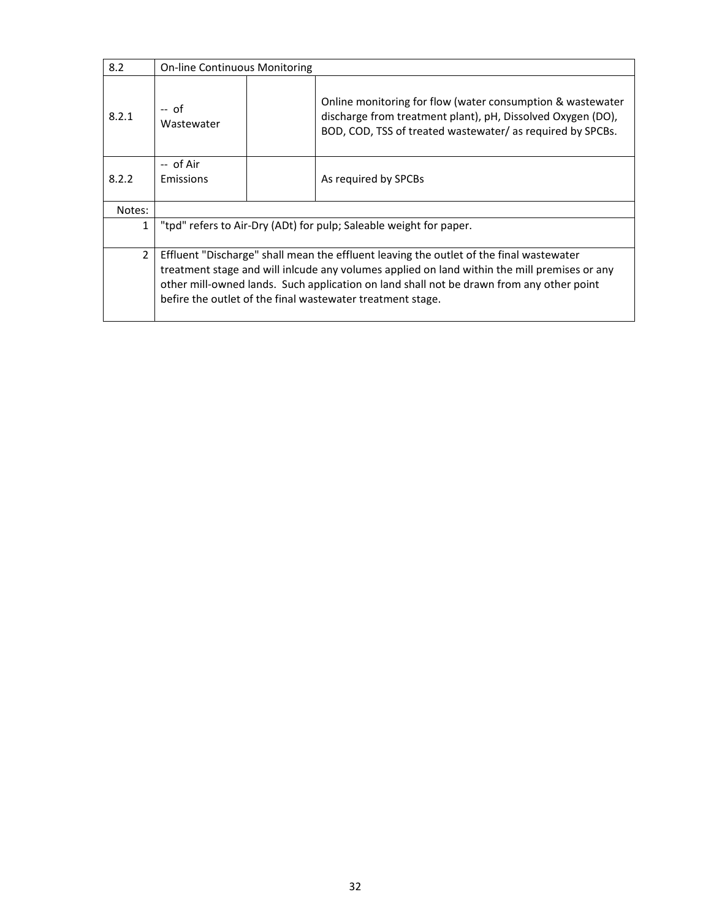| 8.2 | On-line Continuous Monitoring | | |
|---|---|---|---|
| 8.2.1 | -- of Wastewater | | Online monitoring for flow (water consumption & wastewater discharge from treatment plant), pH, Dissolved Oxygen (DO), BOD, COD, TSS of treated wastewater/ as required by SPCBs. |
| 8.2.2 | -- of Air Emissions | | As required by SPCBs |
| Notes: | | | |
| 1 | "tpd" refers to Air-Dry (ADt) for pulp; Saleable weight for paper. | | |
| 2 | Effluent "Discharge" shall mean the effluent leaving the outlet of the final wastewater treatment stage and will inlcude any volumes applied on land within the mill premises or any other mill-owned lands. Such application on land shall not be drawn from any other point befire the outlet of the final wastewater treatment stage. | | |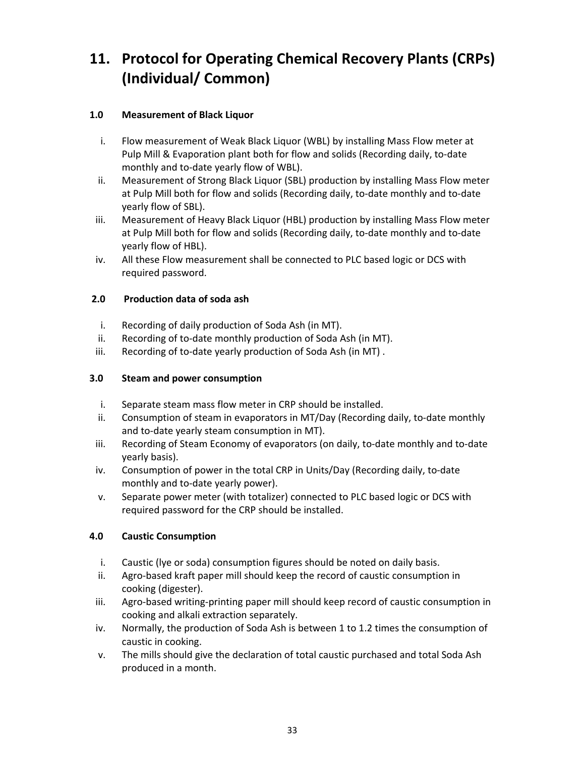# 11. Protocol for Operating Chemical Recovery Plants (CRPs) (Individual/ Common)

### 1.0 Measurement of Black Liquor

i. Flow measurement of Weak Black Liquor (WBL) by installing Mass Flow meter at Pulp Mill & Evaporation plant both for flow and solids (Recording daily, to-date monthly and to-date yearly flow of WBL).

ii. Measurement of Strong Black Liquor (SBL) production by installing Mass Flow meter at Pulp Mill both for flow and solids (Recording daily, to-date monthly and to-date yearly flow of SBL).

iii. Measurement of Heavy Black Liquor (HBL) production by installing Mass Flow meter at Pulp Mill both for flow and solids (Recording daily, to-date monthly and to-date yearly flow of HBL).

iv. All these Flow measurement shall be connected to PLC based logic or DCS with required password.

### 2.0 Production data of soda ash

i. Recording of daily production of Soda Ash (in MT).

ii. Recording of to-date monthly production of Soda Ash (in MT).

iii. Recording of to-date yearly production of Soda Ash (in MT) .

### 3.0 Steam and power consumption

i. Separate steam mass flow meter in CRP should be installed.

ii. Consumption of steam in evaporators in MT/Day (Recording daily, to-date monthly and to-date yearly steam consumption in MT).

iii. Recording of Steam Economy of evaporators (on daily, to-date monthly and to-date yearly basis).

iv. Consumption of power in the total CRP in Units/Day (Recording daily, to-date monthly and to-date yearly power).

v. Separate power meter (with totalizer) connected to PLC based logic or DCS with required password for the CRP should be installed.

### 4.0 Caustic Consumption

i. Caustic (lye or soda) consumption figures should be noted on daily basis.

ii. Agro-based kraft paper mill should keep the record of caustic consumption in cooking (digester).

iii. Agro-based writing-printing paper mill should keep record of caustic consumption in cooking and alkali extraction separately.

iv. Normally, the production of Soda Ash is between 1 to 1.2 times the consumption of caustic in cooking.

v. The mills should give the declaration of total caustic purchased and total Soda Ash produced in a month.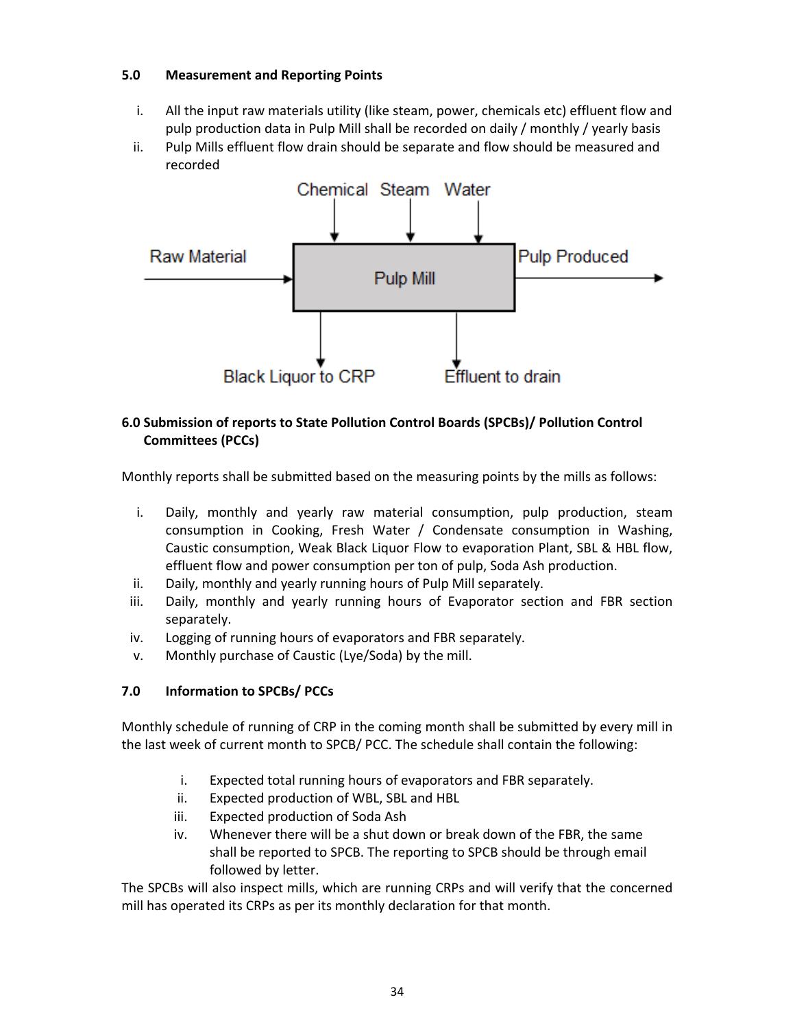## 5.0 Measurement and Reporting Points

i. All the input raw materials utility (like steam, power, chemicals etc) effluent flow and pulp production data in Pulp Mill shall be recorded on daily / monthly / yearly basis
ii. Pulp Mills effluent flow drain should be separate and flow should be measured and recorded

Chemical Steam Water

Raw Material → Pulp Mill → Pulp Produced

Black Liquor to CRP Effluent to drain

## 6.0 Submission of reports to State Pollution Control Boards (SPCBs)/ Pollution Control Committees (PCCs)

Monthly reports shall be submitted based on the measuring points by the mills as follows:

i. Daily, monthly and yearly raw material consumption, pulp production, steam consumption in Cooking, Fresh Water / Condensate consumption in Washing, Caustic consumption, Weak Black Liquor Flow to evaporation Plant, SBL & HBL flow, effluent flow and power consumption per ton of pulp, Soda Ash production.
ii. Daily, monthly and yearly running hours of Pulp Mill separately.
iii. Daily, monthly and yearly running hours of Evaporator section and FBR section separately.
iv. Logging of running hours of evaporators and FBR separately.
v. Monthly purchase of Caustic (Lye/Soda) by the mill.

## 7.0 Information to SPCBs/ PCCs

Monthly schedule of running of CRP in the coming month shall be submitted by every mill in the last week of current month to SPCB/ PCC. The schedule shall contain the following:

i. Expected total running hours of evaporators and FBR separately.
ii. Expected production of WBL, SBL and HBL
iii. Expected production of Soda Ash
iv. Whenever there will be a shut down or break down of the FBR, the same shall be reported to SPCB. The reporting to SPCB should be through email followed by letter.

The SPCBs will also inspect mills, which are running CRPs and will verify that the concerned mill has operated its CRPs as per its monthly declaration for that month.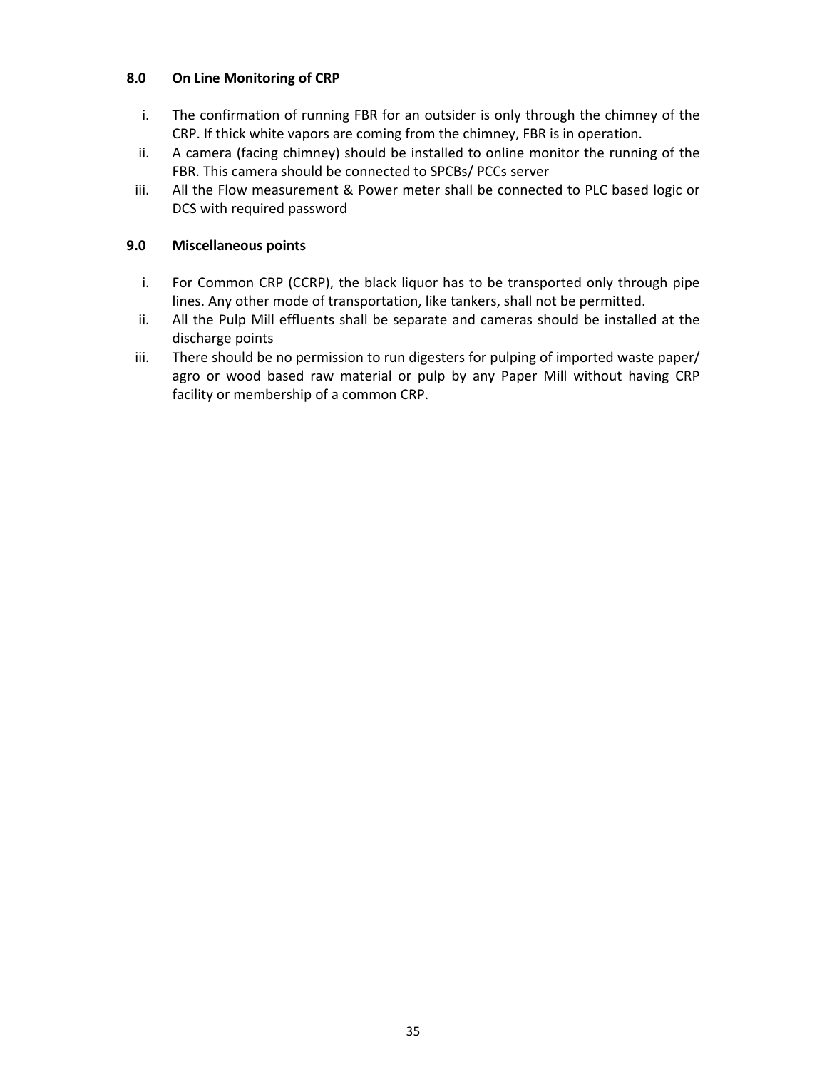## 8.0 On Line Monitoring of CRP

i. The confirmation of running FBR for an outsider is only through the chimney of the CRP. If thick white vapors are coming from the chimney, FBR is in operation.

ii. A camera (facing chimney) should be installed to online monitor the running of the FBR. This camera should be connected to SPCBs/ PCCs server

iii. All the Flow measurement & Power meter shall be connected to PLC based logic or DCS with required password

## 9.0 Miscellaneous points

i. For Common CRP (CCRP), the black liquor has to be transported only through pipe lines. Any other mode of transportation, like tankers, shall not be permitted.

ii. All the Pulp Mill effluents shall be separate and cameras should be installed at the discharge points

iii. There should be no permission to run digesters for pulping of imported waste paper/ agro or wood based raw material or pulp by any Paper Mill without having CRP facility or membership of a common CRP.